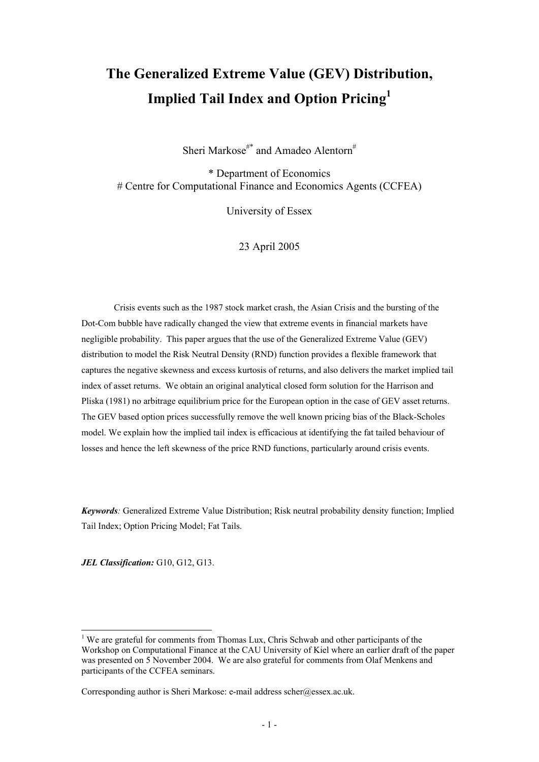# The Generalized Extreme Value (GEV) Distribution, Implied Tail Index and Option Pricing[1]

Sheri Markose[#*] and Amadeo Alentorn[#]

\* Department of Economics
\# Centre for Computational Finance and Economics Agents (CCFEA)

University of Essex

23 April 2005

Crisis events such as the 1987 stock market crash, the Asian Crisis and the bursting of the Dot-Com bubble have radically changed the view that extreme events in financial markets have negligible probability. This paper argues that the use of the Generalized Extreme Value (GEV) distribution to model the Risk Neutral Density (RND) function provides a flexible framework that captures the negative skewness and excess kurtosis of returns, and also delivers the market implied tail index of asset returns. We obtain an original analytical closed form solution for the Harrison and Pliska (1981) no arbitrage equilibrium price for the European option in the case of GEV asset returns. The GEV based option prices successfully remove the well known pricing bias of the Black-Scholes model. We explain how the implied tail index is efficacious at identifying the fat tailed behaviour of losses and hence the left skewness of the price RND functions, particularly around crisis events.

***Keywords**:* Generalized Extreme Value Distribution; Risk neutral probability density function; Implied Tail Index; Option Pricing Model; Fat Tails.

***JEL Classification:*** G10, G12, G13.

---

[1] We are grateful for comments from Thomas Lux, Chris Schwab and other participants of the Workshop on Computational Finance at the CAU University of Kiel where an earlier draft of the paper was presented on 5 November 2004. We are also grateful for comments from Olaf Menkens and participants of the CCFEA seminars.

Corresponding author is Sheri Markose: e-mail address scher@essex.ac.uk.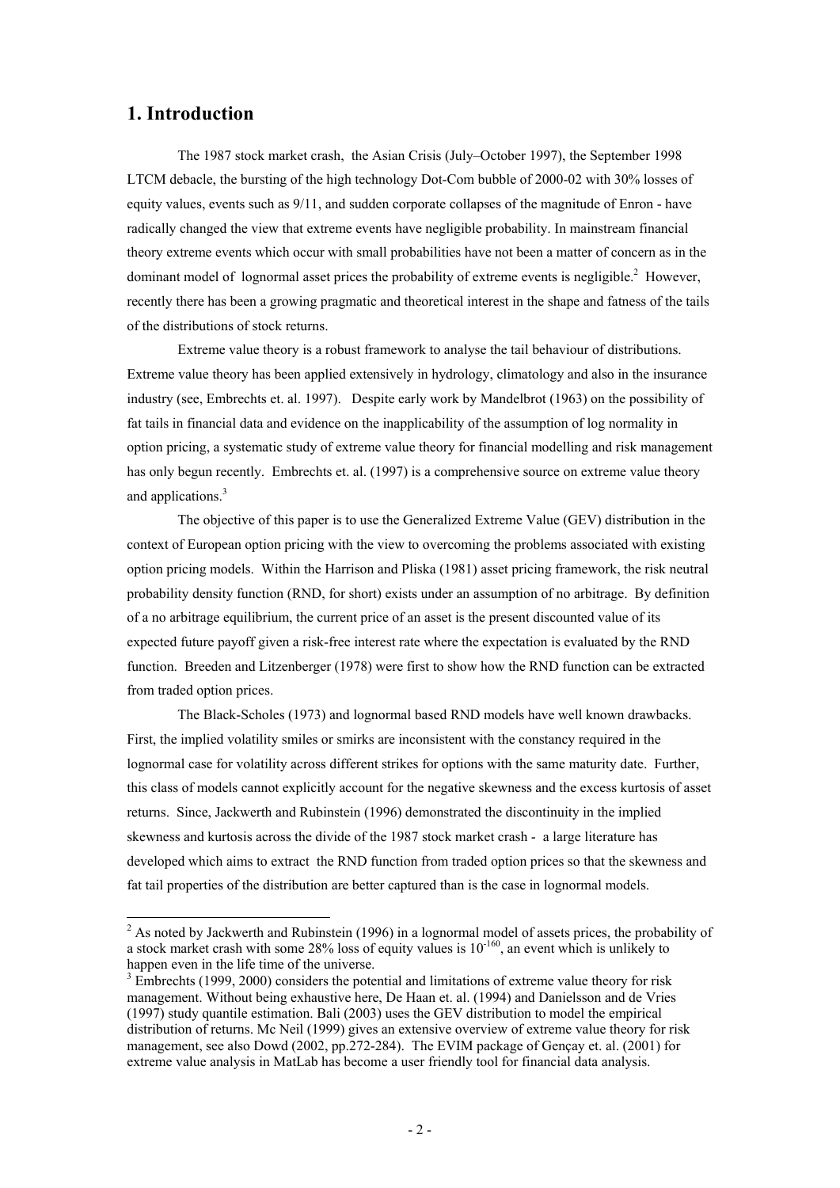## 1. Introduction

The 1987 stock market crash, the Asian Crisis (July–October 1997), the September 1998 LTCM debacle, the bursting of the high technology Dot-Com bubble of 2000-02 with 30% losses of equity values, events such as 9/11, and sudden corporate collapses of the magnitude of Enron - have radically changed the view that extreme events have negligible probability. In mainstream financial theory extreme events which occur with small probabilities have not been a matter of concern as in the dominant model of lognormal asset prices the probability of extreme events is negligible.[2] However, recently there has been a growing pragmatic and theoretical interest in the shape and fatness of the tails of the distributions of stock returns.

Extreme value theory is a robust framework to analyse the tail behaviour of distributions. Extreme value theory has been applied extensively in hydrology, climatology and also in the insurance industry (see, Embrechts et. al. 1997). Despite early work by Mandelbrot (1963) on the possibility of fat tails in financial data and evidence on the inapplicability of the assumption of log normality in option pricing, a systematic study of extreme value theory for financial modelling and risk management has only begun recently. Embrechts et. al. (1997) is a comprehensive source on extreme value theory and applications.[3]

The objective of this paper is to use the Generalized Extreme Value (GEV) distribution in the context of European option pricing with the view to overcoming the problems associated with existing option pricing models. Within the Harrison and Pliska (1981) asset pricing framework, the risk neutral probability density function (RND, for short) exists under an assumption of no arbitrage. By definition of a no arbitrage equilibrium, the current price of an asset is the present discounted value of its expected future payoff given a risk-free interest rate where the expectation is evaluated by the RND function. Breeden and Litzenberger (1978) were first to show how the RND function can be extracted from traded option prices.

The Black-Scholes (1973) and lognormal based RND models have well known drawbacks. First, the implied volatility smiles or smirks are inconsistent with the constancy required in the lognormal case for volatility across different strikes for options with the same maturity date. Further, this class of models cannot explicitly account for the negative skewness and the excess kurtosis of asset returns. Since, Jackwerth and Rubinstein (1996) demonstrated the discontinuity in the implied skewness and kurtosis across the divide of the 1987 stock market crash - a large literature has developed which aims to extract the RND function from traded option prices so that the skewness and fat tail properties of the distribution are better captured than is the case in lognormal models.

---

[2] As noted by Jackwerth and Rubinstein (1996) in a lognormal model of assets prices, the probability of a stock market crash with some 28% loss of equity values is $10^{-160}$, an event which is unlikely to happen even in the life time of the universe.

[3] Embrechts (1999, 2000) considers the potential and limitations of extreme value theory for risk management. Without being exhaustive here, De Haan et. al. (1994) and Danielsson and de Vries (1997) study quantile estimation. Bali (2003) uses the GEV distribution to model the empirical distribution of returns. Mc Neil (1999) gives an extensive overview of extreme value theory for risk management, see also Dowd (2002, pp.272-284). The EVIM package of Gençay et. al. (2001) for extreme value analysis in MatLab has become a user friendly tool for financial data analysis.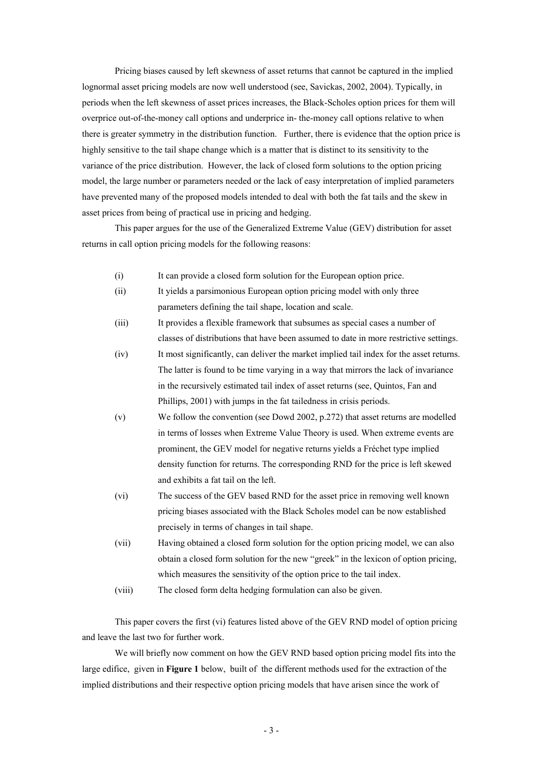Pricing biases caused by left skewness of asset returns that cannot be captured in the implied lognormal asset pricing models are now well understood (see, Savickas, 2002, 2004). Typically, in periods when the left skewness of asset prices increases, the Black-Scholes option prices for them will overprice out-of-the-money call options and underprice in- the-money call options relative to when there is greater symmetry in the distribution function. Further, there is evidence that the option price is highly sensitive to the tail shape change which is a matter that is distinct to its sensitivity to the variance of the price distribution. However, the lack of closed form solutions to the option pricing model, the large number or parameters needed or the lack of easy interpretation of implied parameters have prevented many of the proposed models intended to deal with both the fat tails and the skew in asset prices from being of practical use in pricing and hedging.

This paper argues for the use of the Generalized Extreme Value (GEV) distribution for asset returns in call option pricing models for the following reasons:

- (i) It can provide a closed form solution for the European option price.
- (ii) It yields a parsimonious European option pricing model with only three parameters defining the tail shape, location and scale.
- (iii) It provides a flexible framework that subsumes as special cases a number of classes of distributions that have been assumed to date in more restrictive settings.
- (iv) It most significantly, can deliver the market implied tail index for the asset returns. The latter is found to be time varying in a way that mirrors the lack of invariance in the recursively estimated tail index of asset returns (see, Quintos, Fan and Phillips, 2001) with jumps in the fat tailedness in crisis periods.
- (v) We follow the convention (see Dowd 2002, p.272) that asset returns are modelled in terms of losses when Extreme Value Theory is used. When extreme events are prominent, the GEV model for negative returns yields a Fréchet type implied density function for returns. The corresponding RND for the price is left skewed and exhibits a fat tail on the left.
- (vi) The success of the GEV based RND for the asset price in removing well known pricing biases associated with the Black Scholes model can be now established precisely in terms of changes in tail shape.
- (vii) Having obtained a closed form solution for the option pricing model, we can also obtain a closed form solution for the new "greek" in the lexicon of option pricing, which measures the sensitivity of the option price to the tail index.
- (viii) The closed form delta hedging formulation can also be given.

This paper covers the first (vi) features listed above of the GEV RND model of option pricing and leave the last two for further work.

We will briefly now comment on how the GEV RND based option pricing model fits into the large edifice, given in **Figure 1** below, built of the different methods used for the extraction of the implied distributions and their respective option pricing models that have arisen since the work of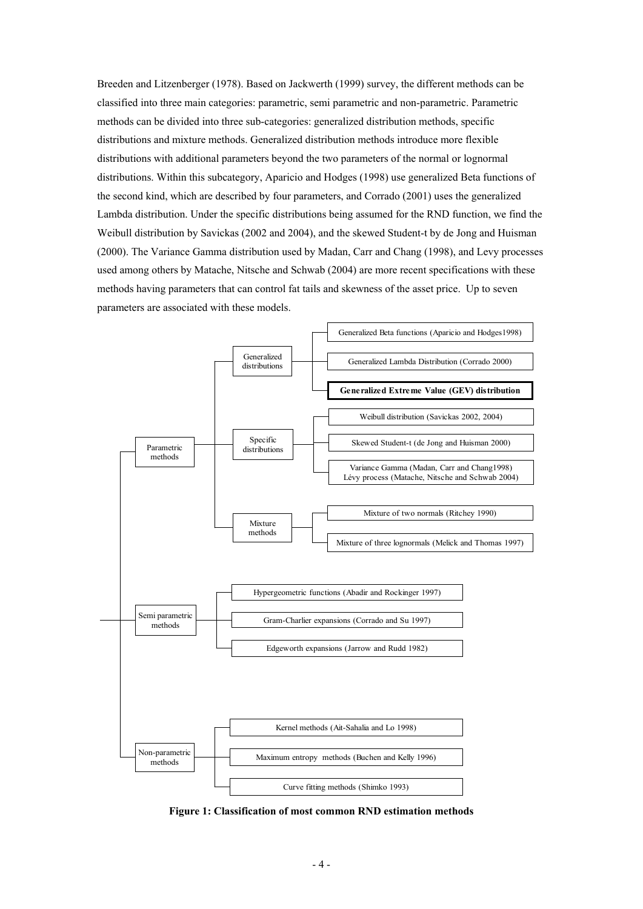Breeden and Litzenberger (1978). Based on Jackwerth (1999) survey, the different methods can be classified into three main categories: parametric, semi parametric and non-parametric. Parametric methods can be divided into three sub-categories: generalized distribution methods, specific distributions and mixture methods. Generalized distribution methods introduce more flexible distributions with additional parameters beyond the two parameters of the normal or lognormal distributions. Within this subcategory, Aparicio and Hodges (1998) use generalized Beta functions of the second kind, which are described by four parameters, and Corrado (2001) uses the generalized Lambda distribution. Under the specific distributions being assumed for the RND function, we find the Weibull distribution by Savickas (2002 and 2004), and the skewed Student-t by de Jong and Huisman (2000). The Variance Gamma distribution used by Madan, Carr and Chang (1998), and Levy processes used among others by Matache, Nitsche and Schwab (2004) are more recent specifications with these methods having parameters that can control fat tails and skewness of the asset price. Up to seven parameters are associated with these models.

- Parametric methods
  - Generalized distributions
    - Generalized Beta functions (Aparicio and Hodges1998)
    - Generalized Lambda Distribution (Corrado 2000)
    - **Generalized Extreme Value (GEV) distribution**
  - Specific distributions
    - Weibull distribution (Savickas 2002, 2004)
    - Skewed Student-t (de Jong and Huisman 2000)
    - Variance Gamma (Madan, Carr and Chang1998) Lévy process (Matache, Nitsche and Schwab 2004)
  - Mixture methods
    - Mixture of two normals (Ritchey 1990)
    - Mixture of three lognormals (Melick and Thomas 1997)
- Semi parametric methods
  - Hypergeometric functions (Abadir and Rockinger 1997)
  - Gram-Charlier expansions (Corrado and Su 1997)
  - Edgeworth expansions (Jarrow and Rudd 1982)
- Non-parametric methods
  - Kernel methods (Ait-Sahalia and Lo 1998)
  - Maximum entropy methods (Buchen and Kelly 1996)
  - Curve fitting methods (Shimko 1993)

**Figure 1: Classification of most common RND estimation methods**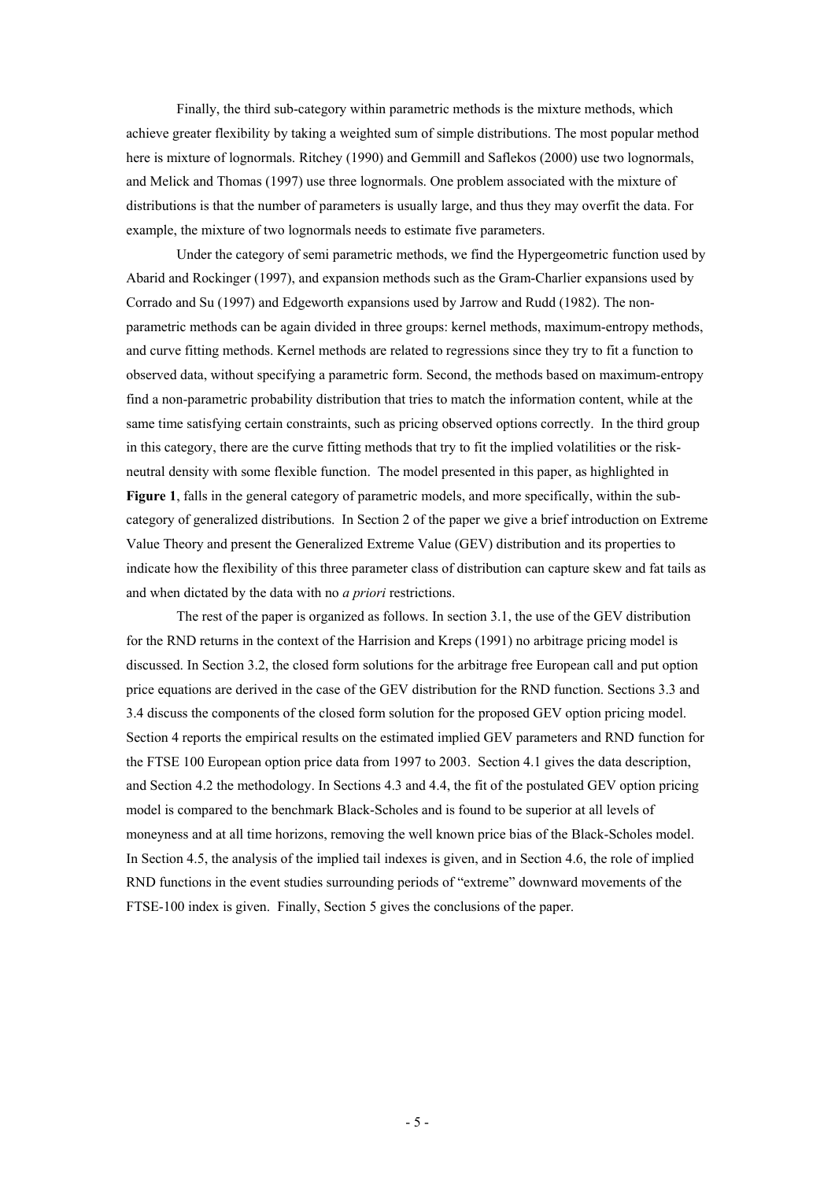Finally, the third sub-category within parametric methods is the mixture methods, which achieve greater flexibility by taking a weighted sum of simple distributions. The most popular method here is mixture of lognormals. Ritchey (1990) and Gemmill and Saflekos (2000) use two lognormals, and Melick and Thomas (1997) use three lognormals. One problem associated with the mixture of distributions is that the number of parameters is usually large, and thus they may overfit the data. For example, the mixture of two lognormals needs to estimate five parameters.

Under the category of semi parametric methods, we find the Hypergeometric function used by Abarid and Rockinger (1997), and expansion methods such as the Gram-Charlier expansions used by Corrado and Su (1997) and Edgeworth expansions used by Jarrow and Rudd (1982). The non-parametric methods can be again divided in three groups: kernel methods, maximum-entropy methods, and curve fitting methods. Kernel methods are related to regressions since they try to fit a function to observed data, without specifying a parametric form. Second, the methods based on maximum-entropy find a non-parametric probability distribution that tries to match the information content, while at the same time satisfying certain constraints, such as pricing observed options correctly. In the third group in this category, there are the curve fitting methods that try to fit the implied volatilities or the risk-neutral density with some flexible function. The model presented in this paper, as highlighted in **Figure 1**, falls in the general category of parametric models, and more specifically, within the sub-category of generalized distributions. In Section 2 of the paper we give a brief introduction on Extreme Value Theory and present the Generalized Extreme Value (GEV) distribution and its properties to indicate how the flexibility of this three parameter class of distribution can capture skew and fat tails as and when dictated by the data with no *a priori* restrictions.

The rest of the paper is organized as follows. In section 3.1, the use of the GEV distribution for the RND returns in the context of the Harrision and Kreps (1991) no arbitrage pricing model is discussed. In Section 3.2, the closed form solutions for the arbitrage free European call and put option price equations are derived in the case of the GEV distribution for the RND function. Sections 3.3 and 3.4 discuss the components of the closed form solution for the proposed GEV option pricing model. Section 4 reports the empirical results on the estimated implied GEV parameters and RND function for the FTSE 100 European option price data from 1997 to 2003. Section 4.1 gives the data description, and Section 4.2 the methodology. In Sections 4.3 and 4.4, the fit of the postulated GEV option pricing model is compared to the benchmark Black-Scholes and is found to be superior at all levels of moneyness and at all time horizons, removing the well known price bias of the Black-Scholes model. In Section 4.5, the analysis of the implied tail indexes is given, and in Section 4.6, the role of implied RND functions in the event studies surrounding periods of "extreme" downward movements of the FTSE-100 index is given. Finally, Section 5 gives the conclusions of the paper.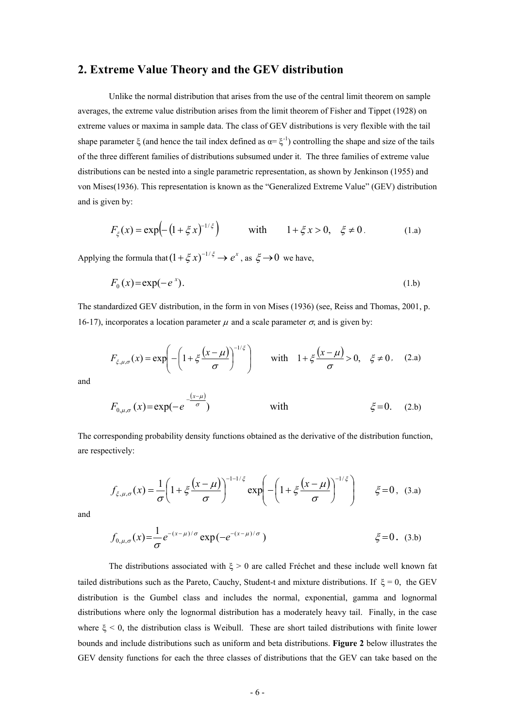## 2. Extreme Value Theory and the GEV distribution

Unlike the normal distribution that arises from the use of the central limit theorem on sample averages, the extreme value distribution arises from the limit theorem of Fisher and Tippet (1928) on extreme values or maxima in sample data. The class of GEV distributions is very flexible with the tail shape parameter $\xi$ (and hence the tail index defined as $\alpha = \xi^{-1}$) controlling the shape and size of the tails of the three different families of distributions subsumed under it. The three families of extreme value distributions can be nested into a single parametric representation, as shown by Jenkinson (1955) and von Mises(1936). This representation is known as the "Generalized Extreme Value" (GEV) distribution and is given by:

$$F_{\xi}(x) = \exp\left(-\left(1+\xi x\right)^{-1/\xi}\right) \qquad \text{with} \qquad 1+\xi x > 0, \quad \xi \neq 0. \tag{1.a}$$

Applying the formula that $(1+\xi x)^{-1/\xi} \rightarrow e^{x}$, as $\xi \rightarrow 0$ we have,

$$F_{0}(x) = \exp(-e^{x}). \tag{1.b}$$

The standardized GEV distribution, in the form in von Mises (1936) (see, Reiss and Thomas, 2001, p. 16-17), incorporates a location parameter $\mu$ and a scale parameter $\sigma$, and is given by:

$$F_{\xi,\mu,\sigma}(x) = \exp\left(-\left(1+\xi\frac{(x-\mu)}{\sigma}\right)^{-1/\xi}\right) \qquad \text{with} \quad 1+\xi\frac{(x-\mu)}{\sigma} > 0, \quad \xi \neq 0, \tag{2.a}$$

and

$$F_{0,\mu,\sigma}(x) = \exp(-e^{-\frac{(x-\mu)}{\sigma}}) \qquad \text{with} \qquad \xi = 0. \tag{2.b}$$

The corresponding probability density functions obtained as the derivative of the distribution function, are respectively:

$$f_{\xi,\mu,\sigma}(x) = \frac{1}{\sigma}\left(1+\xi\frac{(x-\mu)}{\sigma}\right)^{-1-1/\xi} \exp\left(-\left(1+\xi\frac{(x-\mu)}{\sigma}\right)^{-1/\xi}\right) \qquad \xi = 0, \tag{3.a}$$

and

$$f_{0,\mu,\sigma}(x) = \frac{1}{\sigma}e^{-(x-\mu)/\sigma}\exp(-e^{-(x-\mu)/\sigma}) \qquad \xi = 0. \tag{3.b}$$

The distributions associated with $\xi > 0$ are called Fréchet and these include well known fat tailed distributions such as the Pareto, Cauchy, Student-t and mixture distributions. If $\xi = 0$, the GEV distribution is the Gumbel class and includes the normal, exponential, gamma and lognormal distributions where only the lognormal distribution has a moderately heavy tail. Finally, in the case where $\xi < 0$, the distribution class is Weibull. These are short tailed distributions with finite lower bounds and include distributions such as uniform and beta distributions. **Figure 2** below illustrates the GEV density functions for each the three classes of distributions that the GEV can take based on the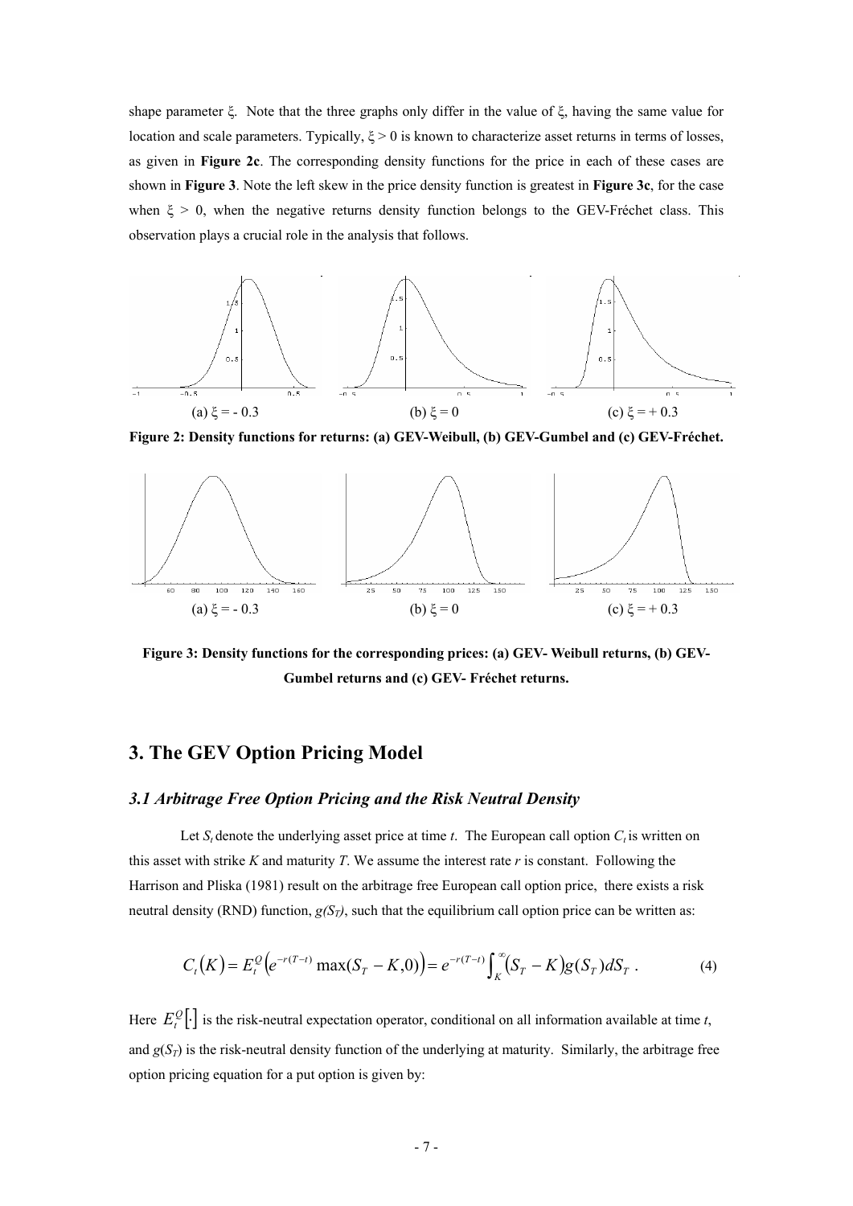shape parameter ξ. Note that the three graphs only differ in the value of ξ, having the same value for location and scale parameters. Typically, $\xi > 0$ is known to characterize asset returns in terms of losses, as given in **Figure 2c**. The corresponding density functions for the price in each of these cases are shown in **Figure 3**. Note the left skew in the price density function is greatest in **Figure 3c**, for the case when $\xi > 0$, when the negative returns density function belongs to the GEV-Fréchet class. This observation plays a crucial role in the analysis that follows.

(a) $\xi = -0.3$ (b) $\xi = 0$ (c) $\xi = +0.3$

**Figure 2: Density functions for returns: (a) GEV-Weibull, (b) GEV-Gumbel and (c) GEV-Fréchet.**

(a) $\xi = -0.3$ (b) $\xi = 0$ (c) $\xi = +0.3$

**Figure 3: Density functions for the corresponding prices: (a) GEV- Weibull returns, (b) GEV-Gumbel returns and (c) GEV- Fréchet returns.**

## 3. The GEV Option Pricing Model

### *3.1 Arbitrage Free Option Pricing and the Risk Neutral Density*

Let $S_t$ denote the underlying asset price at time *t*. The European call option $C_t$ is written on this asset with strike *K* and maturity *T*. We assume the interest rate *r* is constant. Following the Harrison and Pliska (1981) result on the arbitrage free European call option price, there exists a risk neutral density (RND) function, $g(S_T)$, such that the equilibrium call option price can be written as:

$$C_t(K) = E_t^Q\left(e^{-r(T-t)} \max(S_T - K, 0)\right) = e^{-r(T-t)} \int_K^{\infty} (S_T - K) g(S_T) dS_T \, . \tag{4}$$

Here $E_t^Q[\cdot]$ is the risk-neutral expectation operator, conditional on all information available at time *t*, and $g(S_T)$ is the risk-neutral density function of the underlying at maturity. Similarly, the arbitrage free option pricing equation for a put option is given by: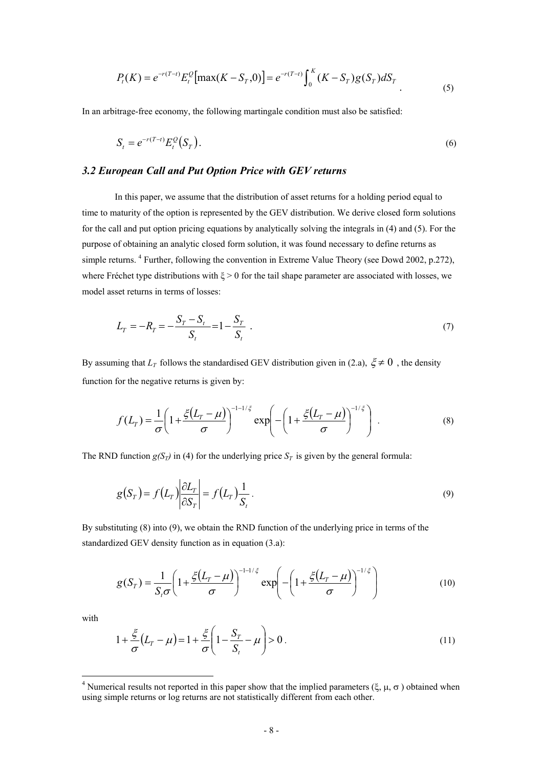$$P_t(K) = e^{-r(T-t)} E_t^Q\left[\max(K - S_T, 0)\right] = e^{-r(T-t)} \int_0^K (K - S_T) g(S_T) dS_T \quad (5)$$

In an arbitrage-free economy, the following martingale condition must also be satisfied:

$$S_t = e^{-r(T-t)} E_t^Q\left(S_T\right). \quad (6)$$

### *3.2 European Call and Put Option Price with GEV returns*

In this paper, we assume that the distribution of asset returns for a holding period equal to time to maturity of the option is represented by the GEV distribution. We derive closed form solutions for the call and put option pricing equations by analytically solving the integrals in (4) and (5). For the purpose of obtaining an analytic closed form solution, it was found necessary to define returns as simple returns. [4] Further, following the convention in Extreme Value Theory (see Dowd 2002, p.272), where Fréchet type distributions with $\xi > 0$ for the tail shape parameter are associated with losses, we model asset returns in terms of losses:

$$L_T = -R_T = -\frac{S_T - S_t}{S_t} = 1 - \frac{S_T}{S_t} \ . \quad (7)$$

By assuming that $L_T$ follows the standardised GEV distribution given in (2.a), $\xi \neq 0$ , the density function for the negative returns is given by:

$$f(L_T) = \frac{1}{\sigma}\left(1 + \frac{\xi\left(L_T - \mu\right)}{\sigma}\right)^{-1-1/\xi} \exp\left(-\left(1 + \frac{\xi\left(L_T - \mu\right)}{\sigma}\right)^{-1/\xi}\right) \ . \quad (8)$$

The RND function $g(S_T)$ in (4) for the underlying price $S_T$ is given by the general formula:

$$g\left(S_T\right) = f\left(L_T\right)\left|\frac{\partial L_T}{\partial S_T}\right| = f\left(L_T\right)\frac{1}{S_t}. \quad (9)$$

By substituting (8) into (9), we obtain the RND function of the underlying price in terms of the standardized GEV density function as in equation (3.a):

$$g(S_T) = \frac{1}{S_t \sigma}\left(1 + \frac{\xi\left(L_T - \mu\right)}{\sigma}\right)^{-1-1/\xi} \exp\left(-\left(1 + \frac{\xi\left(L_T - \mu\right)}{\sigma}\right)^{-1/\xi}\right) \quad (10)$$

with

$$1 + \frac{\xi}{\sigma}\left(L_T - \mu\right) = 1 + \frac{\xi}{\sigma}\left(1 - \frac{S_T}{S_t} - \mu\right) > 0 \, . \quad (11)$$

---

[4] Numerical results not reported in this paper show that the implied parameters ($\xi$, $\mu$, $\sigma$ ) obtained when using simple returns or log returns are not statistically different from each other.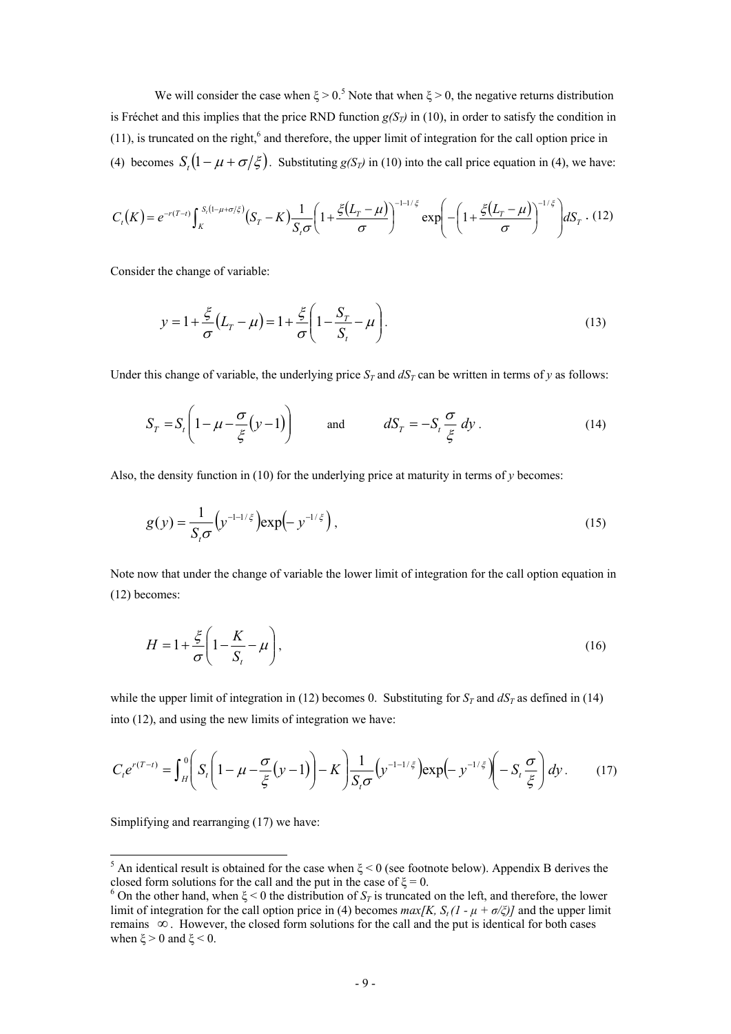We will consider the case when $\xi > 0$.[5] Note that when $\xi > 0$, the negative returns distribution is Fréchet and this implies that the price RND function $g(S_T)$ in (10), in order to satisfy the condition in (11), is truncated on the right,[6] and therefore, the upper limit of integration for the call option price in (4) becomes $S_t(1-\mu+\sigma/\xi)$. Substituting $g(S_T)$ in (10) into the call price equation in (4), we have:

$$C_t(K) = e^{-r(T-t)} \int_K^{S_t(1-\mu+\sigma/\xi)} (S_T - K) \frac{1}{S_t\sigma}\left(1+\frac{\xi(L_T-\mu)}{\sigma}\right)^{-1-1/\xi} \exp\left(-\left(1+\frac{\xi(L_T-\mu)}{\sigma}\right)^{-1/\xi}\right) dS_T \,. \quad (12)$$

Consider the change of variable:

$$y = 1+\frac{\xi}{\sigma}(L_T-\mu) = 1+\frac{\xi}{\sigma}\left(1-\frac{S_T}{S_t}-\mu\right). \quad (13)$$

Under this change of variable, the underlying price $S_T$ and $dS_T$ can be written in terms of $y$ as follows:

$$S_T = S_t\left(1-\mu-\frac{\sigma}{\xi}(y-1)\right) \qquad \text{and} \qquad dS_T = -S_t\frac{\sigma}{\xi}\,dy\,. \quad (14)$$

Also, the density function in (10) for the underlying price at maturity in terms of $y$ becomes:

$$g(y) = \frac{1}{S_t\sigma}\left(y^{-1-1/\xi}\right)\exp\left(-y^{-1/\xi}\right), \quad (15)$$

Note now that under the change of variable the lower limit of integration for the call option equation in (12) becomes:

$$H = 1+\frac{\xi}{\sigma}\left(1-\frac{K}{S_t}-\mu\right), \quad (16)$$

while the upper limit of integration in (12) becomes 0. Substituting for $S_T$ and $dS_T$ as defined in (14) into (12), and using the new limits of integration we have:

$$C_t e^{r(T-t)} = \int_H^0 \left(S_t\left(1-\mu-\frac{\sigma}{\xi}(y-1)\right)-K\right)\frac{1}{S_t\sigma}\left(y^{-1-1/\xi}\right)\exp\left(-y^{-1/\xi}\right)\left(-S_t\frac{\sigma}{\xi}\right)dy\,. \quad (17)$$

Simplifying and rearranging (17) we have:

---

[5] An identical result is obtained for the case when $\xi < 0$ (see footnote below). Appendix B derives the closed form solutions for the call and the put in the case of $\xi = 0$.

[6] On the other hand, when $\xi < 0$ the distribution of $S_T$ is truncated on the left, and therefore, the lower limit of integration for the call option price in (4) becomes $\max[K, S_t(1-\mu+\sigma/\xi)]$ and the upper limit remains $\infty$. However, the closed form solutions for the call and the put is identical for both cases when $\xi > 0$ and $\xi < 0$.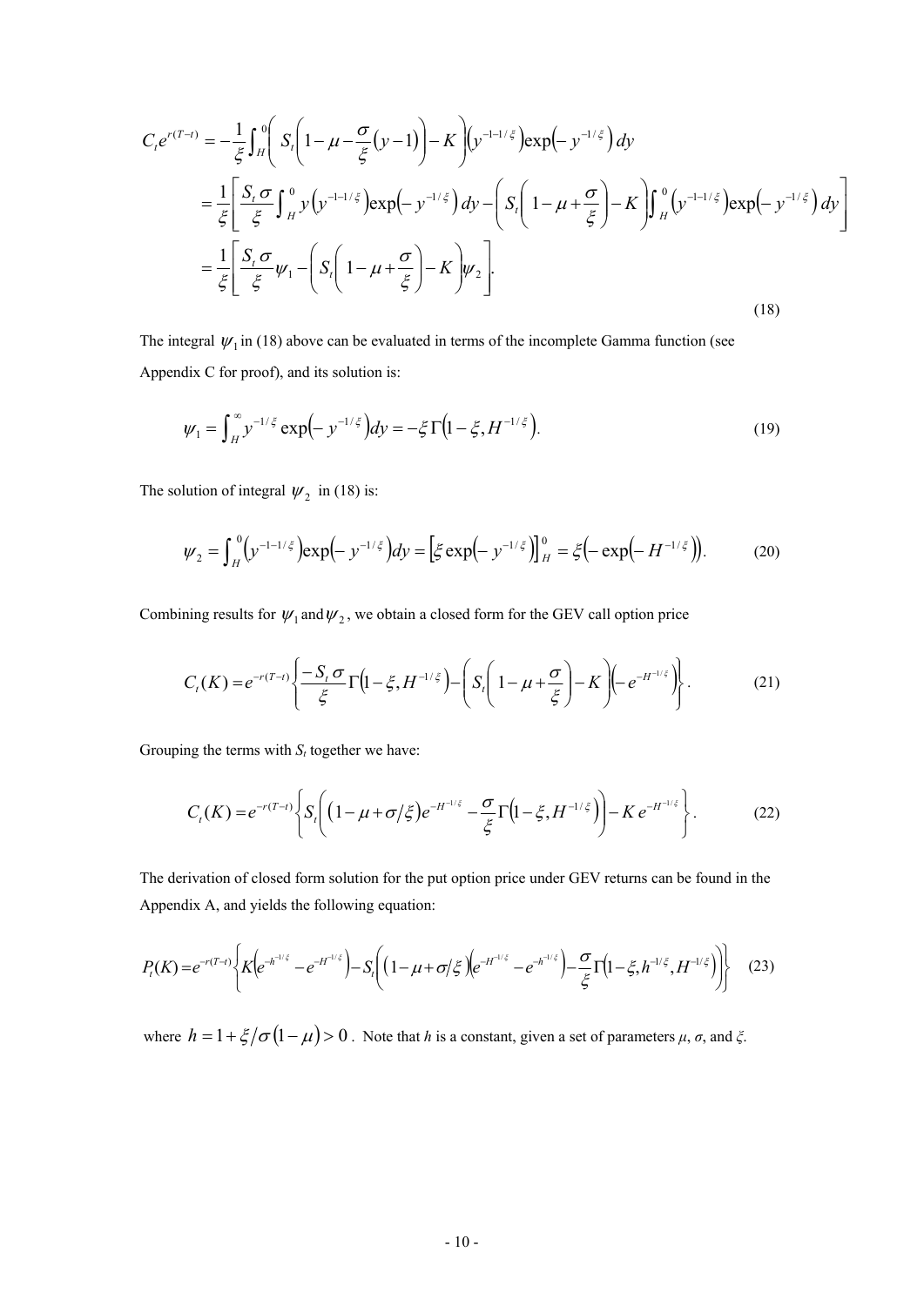$$
\begin{aligned}
C_t e^{r(T-t)} &= -\frac{1}{\xi}\int_H^0 \left( S_t\left(1-\mu-\frac{\sigma}{\xi}(y-1)\right)-K\right)\left(y^{-1-1/\xi}\right)\exp\left(-y^{-1/\xi}\right)dy \\
&= \frac{1}{\xi}\left[\frac{S_t\,\sigma}{\xi}\int_H^0 y\left(y^{-1-1/\xi}\right)\exp\left(-y^{-1/\xi}\right)dy - \left(S_t\left(1-\mu+\frac{\sigma}{\xi}\right)-K\right)\int_H^0\left(y^{-1-1/\xi}\right)\exp\left(-y^{-1/\xi}\right)dy\right] \\
&= \frac{1}{\xi}\left[\frac{S_t\,\sigma}{\xi}\psi_1 - \left(S_t\left(1-\mu+\frac{\sigma}{\xi}\right)-K\right)\psi_2\right].
\end{aligned} \tag{18}
$$

The integral $\psi_1$ in (18) above can be evaluated in terms of the incomplete Gamma function (see Appendix C for proof), and its solution is:

$$
\psi_1 = \int_H^\infty y^{-1/\xi}\exp\left(-y^{-1/\xi}\right)dy = -\xi\,\Gamma\left(1-\xi, H^{-1/\xi}\right). \tag{19}
$$

The solution of integral $\psi_2$ in (18) is:

$$
\psi_2 = \int_H^0 \left(y^{-1-1/\xi}\right)\exp\left(-y^{-1/\xi}\right)dy = \left[\xi\exp\left(-y^{-1/\xi}\right)\right]_H^0 = \xi\left(-\exp\left(-H^{-1/\xi}\right)\right). \tag{20}
$$

Combining results for $\psi_1$ and $\psi_2$, we obtain a closed form for the GEV call option price

$$
C_t(K) = e^{-r(T-t)}\left\{\frac{-S_t\,\sigma}{\xi}\Gamma\left(1-\xi, H^{-1/\xi}\right) - \left(S_t\left(1-\mu+\frac{\sigma}{\xi}\right)-K\right)\left(-e^{-H^{-1/\xi}}\right)\right\}. \tag{21}
$$

Grouping the terms with $S_t$ together we have:

$$
C_t(K) = e^{-r(T-t)}\left\{S_t\left(\left(1-\mu+\sigma/\xi\right)e^{-H^{-1/\xi}} - \frac{\sigma}{\xi}\Gamma\left(1-\xi, H^{-1/\xi}\right)\right) - K\,e^{-H^{-1/\xi}}\right\}. \tag{22}
$$

The derivation of closed form solution for the put option price under GEV returns can be found in the Appendix A, and yields the following equation:

$$
P_t(K) = e^{-r(T-t)}\left\{K\left(e^{-h^{-1/\xi}} - e^{-H^{-1/\xi}}\right) - S_t\left(\left(1-\mu+\sigma/\xi\right)\left(e^{-H^{-1/\xi}} - e^{-h^{-1/\xi}}\right) - \frac{\sigma}{\xi}\Gamma\left(1-\xi, h^{-1/\xi}, H^{-1/\xi}\right)\right)\right\} \tag{23}
$$

where $h = 1+\xi/\sigma\left(1-\mu\right) > 0$. Note that $h$ is a constant, given a set of parameters $\mu$, $\sigma$, and $\xi$.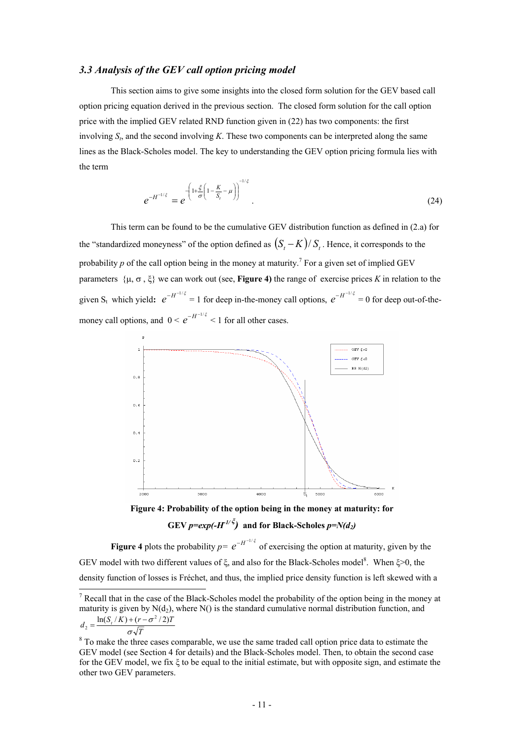### *3.3 Analysis of the GEV call option pricing model*

This section aims to give some insights into the closed form solution for the GEV based call option pricing equation derived in the previous section. The closed form solution for the call option price with the implied GEV related RND function given in (22) has two components: the first involving $S_t$, and the second involving $K$. These two components can be interpreted along the same lines as the Black-Scholes model. The key to understanding the GEV option pricing formula lies with the term

$$e^{-H^{-1/\xi}} = e^{-\left(1+\frac{\xi}{\sigma}\left(1-\frac{K}{S_t}-\mu\right)\right)^{-1/\xi}}. \tag{24}$$

This term can be found to be the cumulative GEV distribution function as defined in (2.a) for the "standardized moneyness" of the option defined as $(S_t - K)/S_t$. Hence, it corresponds to the probability $p$ of the call option being in the money at maturity.[7] For a given set of implied GEV parameters $\{\mu, \sigma, \xi\}$ we can work out (see, **Figure 4)** the range of exercise prices $K$ in relation to the given $S_t$ which yield**:** $e^{-H^{-1/\xi}} = 1$ for deep in-the-money call options, $e^{-H^{-1/\xi}} = 0$ for deep out-of-the-money call options, and $0 < e^{-H^{-1/\xi}} < 1$ for all other cases.

**Figure 4: Probability of the option being in the money at maturity: for GEV $p=exp(-H^{1/\xi})$ and for Black-Scholes $p=N(d_2)$**

**Figure 4** plots the probability $p = e^{-H^{-1/\xi}}$ of exercising the option at maturity, given by the GEV model with two different values of $\xi$, and also for the Black-Scholes model[8]. When $\xi>0$, the density function of losses is Fréchet, and thus, the implied price density function is left skewed with a

[7] Recall that in the case of the Black-Scholes model the probability of the option being in the money at maturity is given by $N(d_2)$, where N() is the standard cumulative normal distribution function, and $d_2 = \dfrac{\ln(S_t/K) + (r - \sigma^2/2)T}{\sigma\sqrt{T}}$

[8] To make the three cases comparable, we use the same traded call option price data to estimate the GEV model (see Section 4 for details) and the Black-Scholes model. Then, to obtain the second case for the GEV model, we fix $\xi$ to be equal to the initial estimate, but with opposite sign, and estimate the other two GEV parameters.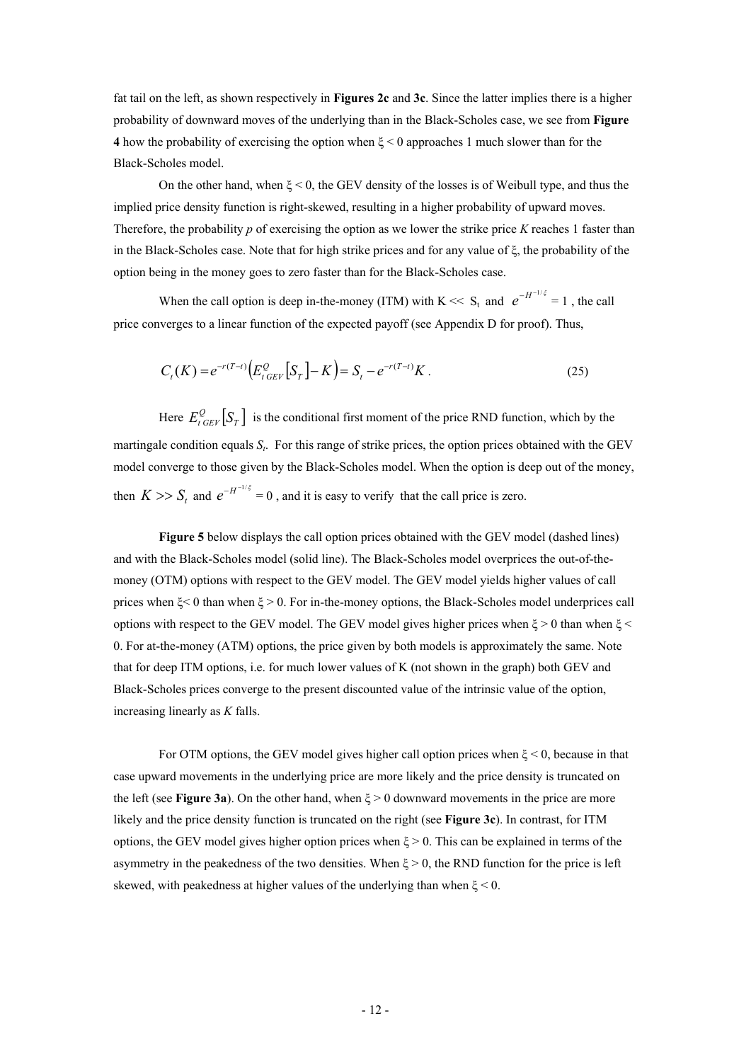fat tail on the left, as shown respectively in **Figures 2c** and **3c**. Since the latter implies there is a higher probability of downward moves of the underlying than in the Black-Scholes case, we see from **Figure 4** how the probability of exercising the option when $\xi < 0$ approaches 1 much slower than for the Black-Scholes model.

On the other hand, when $\xi < 0$, the GEV density of the losses is of Weibull type, and thus the implied price density function is right-skewed, resulting in a higher probability of upward moves. Therefore, the probability *p* of exercising the option as we lower the strike price *K* reaches 1 faster than in the Black-Scholes case. Note that for high strike prices and for any value of $\xi$, the probability of the option being in the money goes to zero faster than for the Black-Scholes case.

When the call option is deep in-the-money (ITM) with $K << S_t$ and $e^{-H^{-1/\xi}} = 1$, the call price converges to a linear function of the expected payoff (see Appendix D for proof). Thus,

$$C_t(K) = e^{-r(T-t)}\left(E^Q_{t\,GEV}[S_T] - K\right) = S_t - e^{-r(T-t)}K\,. \tag{25}$$

Here $E^Q_{t\,GEV}[S_T]$ is the conditional first moment of the price RND function, which by the martingale condition equals $S_t$. For this range of strike prices, the option prices obtained with the GEV model converge to those given by the Black-Scholes model. When the option is deep out of the money, then $K >> S_t$ and $e^{-H^{-1/\xi}} = 0$, and it is easy to verify that the call price is zero.

**Figure 5** below displays the call option prices obtained with the GEV model (dashed lines) and with the Black-Scholes model (solid line). The Black-Scholes model overprices the out-of-the-money (OTM) options with respect to the GEV model. The GEV model yields higher values of call prices when $\xi < 0$ than when $\xi > 0$. For in-the-money options, the Black-Scholes model underprices call options with respect to the GEV model. The GEV model gives higher prices when $\xi > 0$ than when $\xi < 0$. For at-the-money (ATM) options, the price given by both models is approximately the same. Note that for deep ITM options, i.e. for much lower values of K (not shown in the graph) both GEV and Black-Scholes prices converge to the present discounted value of the intrinsic value of the option, increasing linearly as *K* falls.

For OTM options, the GEV model gives higher call option prices when $\xi < 0$, because in that case upward movements in the underlying price are more likely and the price density is truncated on the left (see **Figure 3a**). On the other hand, when $\xi > 0$ downward movements in the price are more likely and the price density function is truncated on the right (see **Figure 3c**). In contrast, for ITM options, the GEV model gives higher option prices when $\xi > 0$. This can be explained in terms of the asymmetry in the peakedness of the two densities. When $\xi > 0$, the RND function for the price is left skewed, with peakedness at higher values of the underlying than when $\xi < 0$.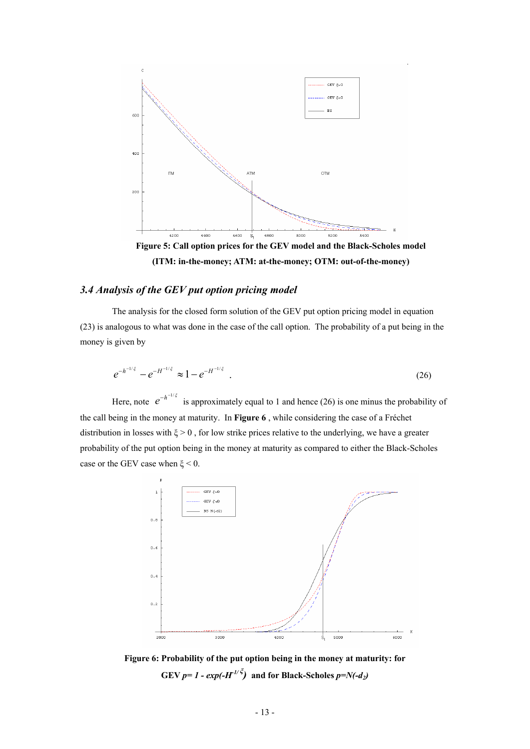**Figure 5: Call option prices for the GEV model and the Black-Scholes model (ITM: in-the-money; ATM: at-the-money; OTM: out-of-the-money)**

### *3.4 Analysis of the GEV put option pricing model*

The analysis for the closed form solution of the GEV put option pricing model in equation (23) is analogous to what was done in the case of the call option. The probability of a put being in the money is given by

$$e^{-h^{-1/\xi}} - e^{-H^{-1/\xi}} \approx 1 - e^{-H^{-1/\xi}} \quad . \tag{26}$$

Here, note $e^{-h^{-1/\xi}}$ is approximately equal to 1 and hence (26) is one minus the probability of the call being in the money at maturity. In **Figure 6** , while considering the case of a Fréchet distribution in losses with $\xi > 0$ , for low strike prices relative to the underlying, we have a greater probability of the put option being in the money at maturity as compared to either the Black-Scholes case or the GEV case when $\xi < 0$.

**Figure 6: Probability of the put option being in the money at maturity: for GEV** $p = 1 - exp(-H^{1/\xi})$ **and for Black-Scholes** $p = N(-d_2)$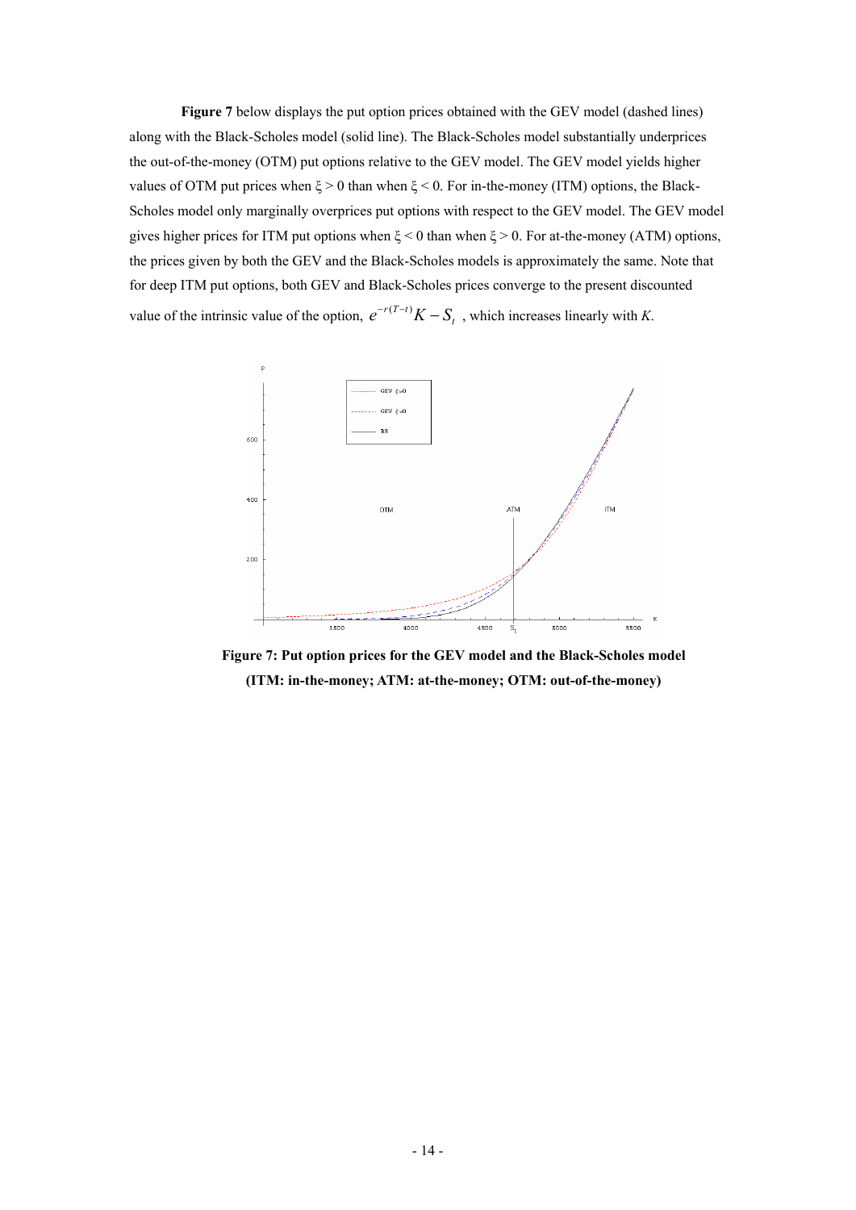**Figure 7** below displays the put option prices obtained with the GEV model (dashed lines) along with the Black-Scholes model (solid line). The Black-Scholes model substantially underprices the out-of-the-money (OTM) put options relative to the GEV model. The GEV model yields higher values of OTM put prices when $\xi > 0$ than when $\xi < 0$. For in-the-money (ITM) options, the Black-Scholes model only marginally overprices put options with respect to the GEV model. The GEV model gives higher prices for ITM put options when $\xi < 0$ than when $\xi > 0$. For at-the-money (ATM) options, the prices given by both the GEV and the Black-Scholes models is approximately the same. Note that for deep ITM put options, both GEV and Black-Scholes prices converge to the present discounted value of the intrinsic value of the option, $e^{-r(T-t)}K - S_t$, which increases linearly with *K*.

**Figure 7: Put option prices for the GEV model and the Black-Scholes model (ITM: in-the-money; ATM: at-the-money; OTM: out-of-the-money)**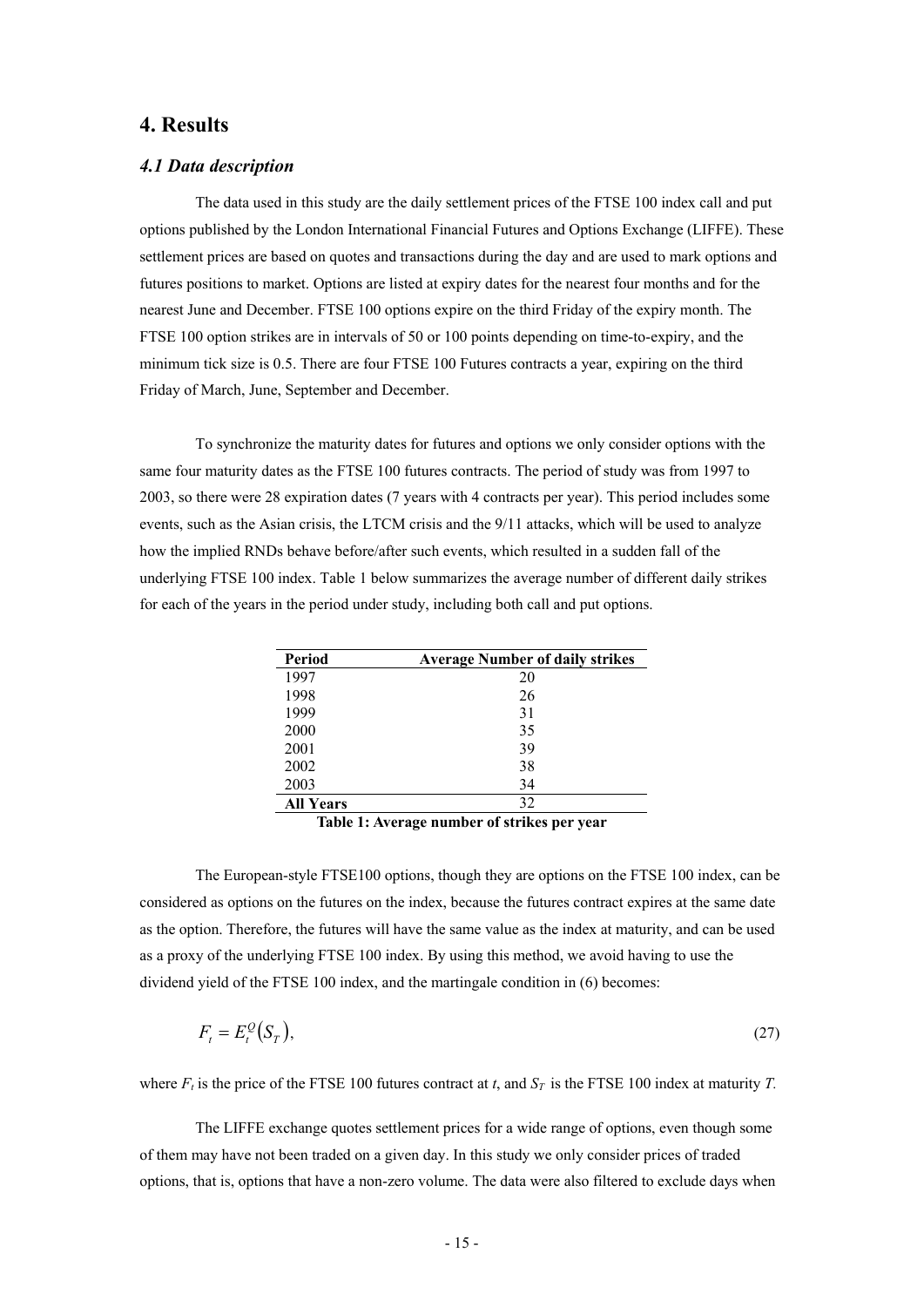# 4. Results

## *4.1 Data description*

The data used in this study are the daily settlement prices of the FTSE 100 index call and put options published by the London International Financial Futures and Options Exchange (LIFFE). These settlement prices are based on quotes and transactions during the day and are used to mark options and futures positions to market. Options are listed at expiry dates for the nearest four months and for the nearest June and December. FTSE 100 options expire on the third Friday of the expiry month. The FTSE 100 option strikes are in intervals of 50 or 100 points depending on time-to-expiry, and the minimum tick size is 0.5. There are four FTSE 100 Futures contracts a year, expiring on the third Friday of March, June, September and December.

To synchronize the maturity dates for futures and options we only consider options with the same four maturity dates as the FTSE 100 futures contracts. The period of study was from 1997 to 2003, so there were 28 expiration dates (7 years with 4 contracts per year). This period includes some events, such as the Asian crisis, the LTCM crisis and the 9/11 attacks, which will be used to analyze how the implied RNDs behave before/after such events, which resulted in a sudden fall of the underlying FTSE 100 index. Table 1 below summarizes the average number of different daily strikes for each of the years in the period under study, including both call and put options.

| Period | Average Number of daily strikes |
|---|---|
| 1997 | 20 |
| 1998 | 26 |
| 1999 | 31 |
| 2000 | 35 |
| 2001 | 39 |
| 2002 | 38 |
| 2003 | 34 |
| **All Years** | 32 |

**Table 1: Average number of strikes per year**

The European-style FTSE100 options, though they are options on the FTSE 100 index, can be considered as options on the futures on the index, because the futures contract expires at the same date as the option. Therefore, the futures will have the same value as the index at maturity, and can be used as a proxy of the underlying FTSE 100 index. By using this method, we avoid having to use the dividend yield of the FTSE 100 index, and the martingale condition in (6) becomes:

$$F_t = E_t^Q(S_T), \tag{27}$$

where $F_t$ is the price of the FTSE 100 futures contract at $t$, and $S_T$ is the FTSE 100 index at maturity $T$.

The LIFFE exchange quotes settlement prices for a wide range of options, even though some of them may have not been traded on a given day. In this study we only consider prices of traded options, that is, options that have a non-zero volume. The data were also filtered to exclude days when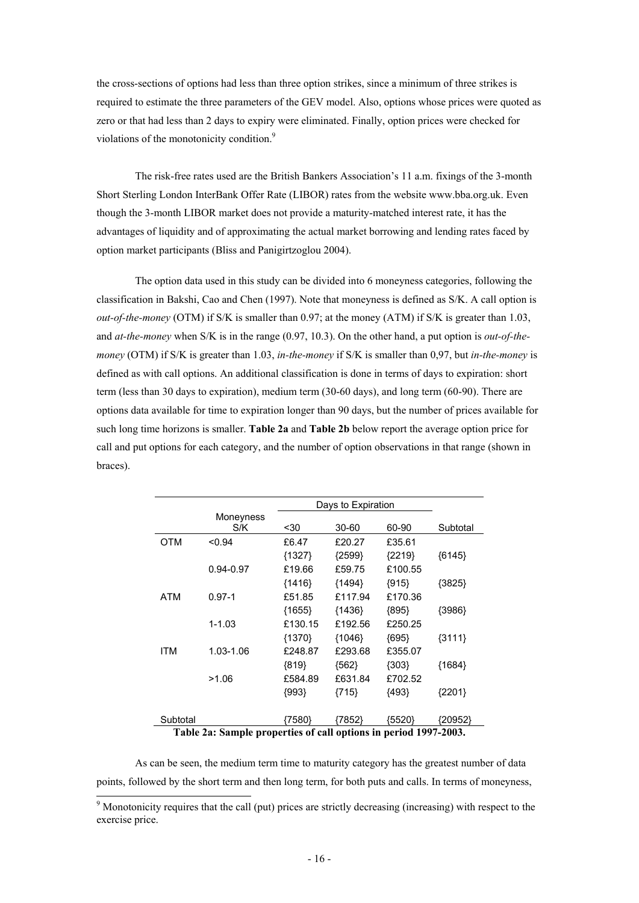the cross-sections of options had less than three option strikes, since a minimum of three strikes is required to estimate the three parameters of the GEV model. Also, options whose prices were quoted as zero or that had less than 2 days to expiry were eliminated. Finally, option prices were checked for violations of the monotonicity condition.[9]

The risk-free rates used are the British Bankers Association's 11 a.m. fixings of the 3-month Short Sterling London InterBank Offer Rate (LIBOR) rates from the website www.bba.org.uk. Even though the 3-month LIBOR market does not provide a maturity-matched interest rate, it has the advantages of liquidity and of approximating the actual market borrowing and lending rates faced by option market participants (Bliss and Panigirtzoglou 2004).

The option data used in this study can be divided into 6 moneyness categories, following the classification in Bakshi, Cao and Chen (1997). Note that moneyness is defined as S/K. A call option is *out-of-the-money* (OTM) if S/K is smaller than 0.97; at the money (ATM) if S/K is greater than 1.03, and *at-the-money* when S/K is in the range (0.97, 10.3). On the other hand, a put option is *out-of-the-money* (OTM) if S/K is greater than 1.03, *in-the-money* if S/K is smaller than 0,97, but *in-the-money* is defined as with call options. An additional classification is done in terms of days to expiration: short term (less than 30 days to expiration), medium term (30-60 days), and long term (60-90). There are options data available for time to expiration longer than 90 days, but the number of prices available for such long time horizons is smaller. **Table 2a** and **Table 2b** below report the average option price for call and put options for each category, and the number of option observations in that range (shown in braces).

| | | Days to Expiration | | | |
|---|---|---|---|---|---|
| | Moneyness S/K | <30 | 30-60 | 60-90 | Subtotal |
| OTM | <0.94 | £6.47 | £20.27 | £35.61 | |
| | | {1327} | {2599} | {2219} | {6145} |
| | 0.94-0.97 | £19.66 | £59.75 | £100.55 | |
| | | {1416} | {1494} | {915} | {3825} |
| ATM | 0.97-1 | £51.85 | £117.94 | £170.36 | |
| | | {1655} | {1436} | {895} | {3986} |
| | 1-1.03 | £130.15 | £192.56 | £250.25 | |
| | | {1370} | {1046} | {695} | {3111} |
| ITM | 1.03-1.06 | £248.87 | £293.68 | £355.07 | |
| | | {819} | {562} | {303} | {1684} |
| | >1.06 | £584.89 | £631.84 | £702.52 | |
| | | {993} | {715} | {493} | {2201} |
| Subtotal | | {7580} | {7852} | {5520} | {20952} |

**Table 2a: Sample properties of call options in period 1997-2003.**

As can be seen, the medium term time to maturity category has the greatest number of data points, followed by the short term and then long term, for both puts and calls. In terms of moneyness,

[9] Monotonicity requires that the call (put) prices are strictly decreasing (increasing) with respect to the exercise price.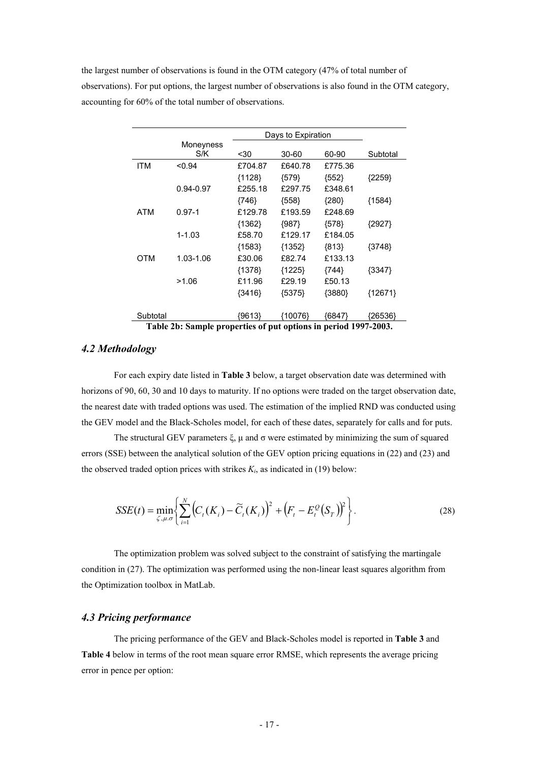the largest number of observations is found in the OTM category (47% of total number of observations). For put options, the largest number of observations is also found in the OTM category, accounting for 60% of the total number of observations.

| | Moneyness S/K | Days to Expiration | | | Subtotal |
|---|---|---|---|---|---|
| | | <30 | 30-60 | 60-90 | |
| ITM | <0.94 | £704.87 | £640.78 | £775.36 | |
| | | {1128} | {579} | {552} | {2259} |
| | 0.94-0.97 | £255.18 | £297.75 | £348.61 | |
| | | {746} | {558} | {280} | {1584} |
| ATM | 0.97-1 | £129.78 | £193.59 | £248.69 | |
| | | {1362} | {987} | {578} | {2927} |
| | 1-1.03 | £58.70 | £129.17 | £184.05 | |
| | | {1583} | {1352} | {813} | {3748} |
| OTM | 1.03-1.06 | £30.06 | £82.74 | £133.13 | |
| | | {1378} | {1225} | {744} | {3347} |
| | >1.06 | £11.96 | £29.19 | £50.13 | |
| | | {3416} | {5375} | {3880} | {12671} |
| Subtotal | | {9613} | {10076} | {6847} | {26536} |

**Table 2b: Sample properties of put options in period 1997-2003.**

### *4.2 Methodology*

For each expiry date listed in **Table 3** below, a target observation date was determined with horizons of 90, 60, 30 and 10 days to maturity. If no options were traded on the target observation date, the nearest date with traded options was used. The estimation of the implied RND was conducted using the GEV model and the Black-Scholes model, for each of these dates, separately for calls and for puts.

The structural GEV parameters $\xi$, $\mu$ and $\sigma$ were estimated by minimizing the sum of squared errors (SSE) between the analytical solution of the GEV option pricing equations in (22) and (23) and the observed traded option prices with strikes $K_i$, as indicated in (19) below:

$$SSE(t) = \min_{\zeta,\mu,\sigma}\left\{\sum_{i=1}^{N}\left(C_t(K_i) - \widetilde{C}_t(K_i)\right)^2 + \left(F_t - E_t^Q(S_T)\right)^2\right\}. \tag{28}$$

The optimization problem was solved subject to the constraint of satisfying the martingale condition in (27). The optimization was performed using the non-linear least squares algorithm from the Optimization toolbox in MatLab.

### *4.3 Pricing performance*

The pricing performance of the GEV and Black-Scholes model is reported in **Table 3** and **Table 4** below in terms of the root mean square error RMSE, which represents the average pricing error in pence per option: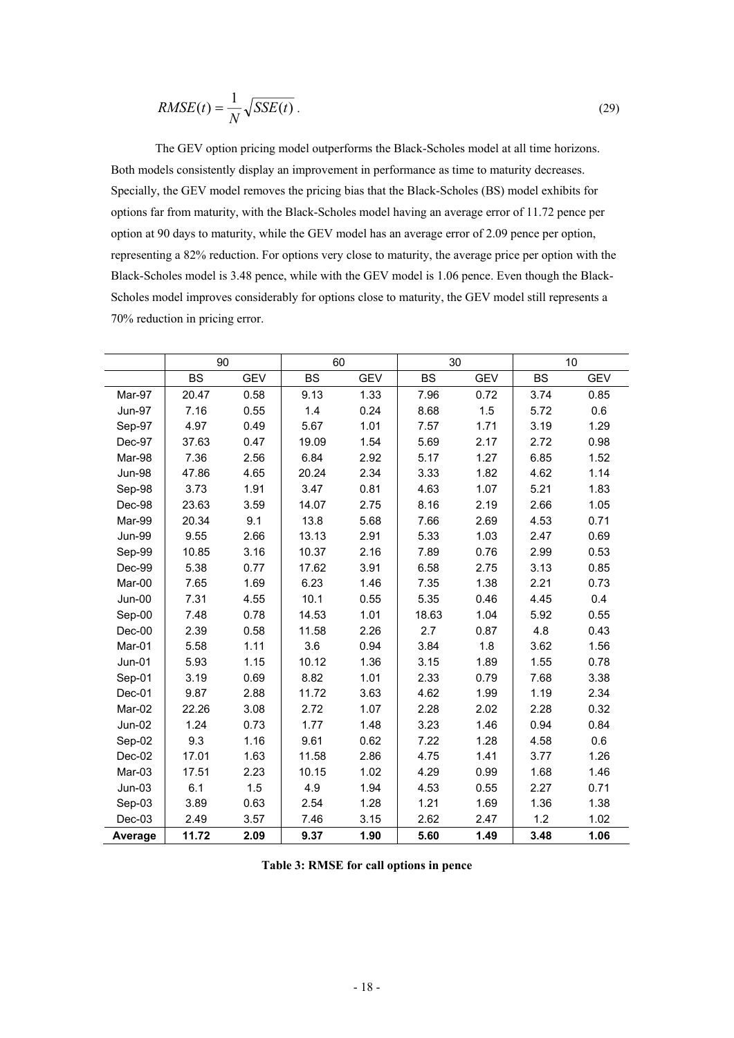$$RMSE(t) = \frac{1}{N}\sqrt{SSE(t)}\ . \tag{29}$$

The GEV option pricing model outperforms the Black-Scholes model at all time horizons. Both models consistently display an improvement in performance as time to maturity decreases. Specially, the GEV model removes the pricing bias that the Black-Scholes (BS) model exhibits for options far from maturity, with the Black-Scholes model having an average error of 11.72 pence per option at 90 days to maturity, while the GEV model has an average error of 2.09 pence per option, representing a 82% reduction. For options very close to maturity, the average price per option with the Black-Scholes model is 3.48 pence, while with the GEV model is 1.06 pence. Even though the Black-Scholes model improves considerably for options close to maturity, the GEV model still represents a 70% reduction in pricing error.

| | 90 | | 60 | | 30 | | 10 | |
|---|---|---|---|---|---|---|---|---|
| | BS | GEV | BS | GEV | BS | GEV | BS | GEV |
| Mar-97 | 20.47 | 0.58 | 9.13 | 1.33 | 7.96 | 0.72 | 3.74 | 0.85 |
| Jun-97 | 7.16 | 0.55 | 1.4 | 0.24 | 8.68 | 1.5 | 5.72 | 0.6 |
| Sep-97 | 4.97 | 0.49 | 5.67 | 1.01 | 7.57 | 1.71 | 3.19 | 1.29 |
| Dec-97 | 37.63 | 0.47 | 19.09 | 1.54 | 5.69 | 2.17 | 2.72 | 0.98 |
| Mar-98 | 7.36 | 2.56 | 6.84 | 2.92 | 5.17 | 1.27 | 6.85 | 1.52 |
| Jun-98 | 47.86 | 4.65 | 20.24 | 2.34 | 3.33 | 1.82 | 4.62 | 1.14 |
| Sep-98 | 3.73 | 1.91 | 3.47 | 0.81 | 4.63 | 1.07 | 5.21 | 1.83 |
| Dec-98 | 23.63 | 3.59 | 14.07 | 2.75 | 8.16 | 2.19 | 2.66 | 1.05 |
| Mar-99 | 20.34 | 9.1 | 13.8 | 5.68 | 7.66 | 2.69 | 4.53 | 0.71 |
| Jun-99 | 9.55 | 2.66 | 13.13 | 2.91 | 5.33 | 1.03 | 2.47 | 0.69 |
| Sep-99 | 10.85 | 3.16 | 10.37 | 2.16 | 7.89 | 0.76 | 2.99 | 0.53 |
| Dec-99 | 5.38 | 0.77 | 17.62 | 3.91 | 6.58 | 2.75 | 3.13 | 0.85 |
| Mar-00 | 7.65 | 1.69 | 6.23 | 1.46 | 7.35 | 1.38 | 2.21 | 0.73 |
| Jun-00 | 7.31 | 4.55 | 10.1 | 0.55 | 5.35 | 0.46 | 4.45 | 0.4 |
| Sep-00 | 7.48 | 0.78 | 14.53 | 1.01 | 18.63 | 1.04 | 5.92 | 0.55 |
| Dec-00 | 2.39 | 0.58 | 11.58 | 2.26 | 2.7 | 0.87 | 4.8 | 0.43 |
| Mar-01 | 5.58 | 1.11 | 3.6 | 0.94 | 3.84 | 1.8 | 3.62 | 1.56 |
| Jun-01 | 5.93 | 1.15 | 10.12 | 1.36 | 3.15 | 1.89 | 1.55 | 0.78 |
| Sep-01 | 3.19 | 0.69 | 8.82 | 1.01 | 2.33 | 0.79 | 7.68 | 3.38 |
| Dec-01 | 9.87 | 2.88 | 11.72 | 3.63 | 4.62 | 1.99 | 1.19 | 2.34 |
| Mar-02 | 22.26 | 3.08 | 2.72 | 1.07 | 2.28 | 2.02 | 2.28 | 0.32 |
| Jun-02 | 1.24 | 0.73 | 1.77 | 1.48 | 3.23 | 1.46 | 0.94 | 0.84 |
| Sep-02 | 9.3 | 1.16 | 9.61 | 0.62 | 7.22 | 1.28 | 4.58 | 0.6 |
| Dec-02 | 17.01 | 1.63 | 11.58 | 2.86 | 4.75 | 1.41 | 3.77 | 1.26 |
| Mar-03 | 17.51 | 2.23 | 10.15 | 1.02 | 4.29 | 0.99 | 1.68 | 1.46 |
| Jun-03 | 6.1 | 1.5 | 4.9 | 1.94 | 4.53 | 0.55 | 2.27 | 0.71 |
| Sep-03 | 3.89 | 0.63 | 2.54 | 1.28 | 1.21 | 1.69 | 1.36 | 1.38 |
| Dec-03 | 2.49 | 3.57 | 7.46 | 3.15 | 2.62 | 2.47 | 1.2 | 1.02 |
| **Average** | **11.72** | **2.09** | **9.37** | **1.90** | **5.60** | **1.49** | **3.48** | **1.06** |

**Table 3: RMSE for call options in pence**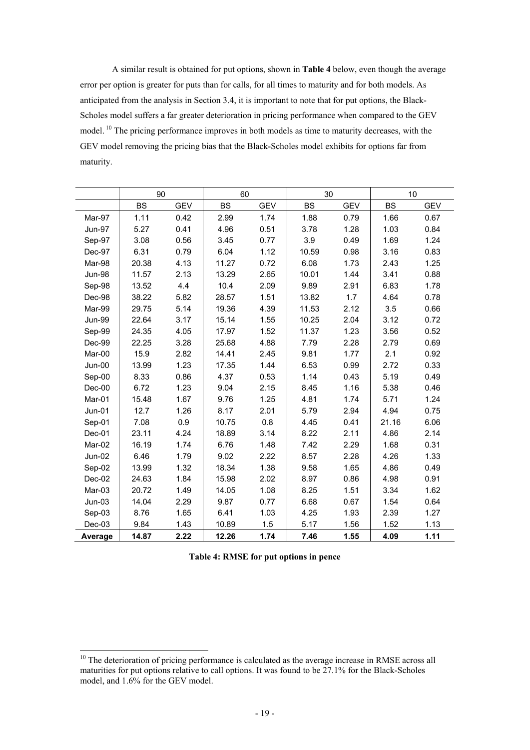A similar result is obtained for put options, shown in **Table 4** below, even though the average error per option is greater for puts than for calls, for all times to maturity and for both models. As anticipated from the analysis in Section 3.4, it is important to note that for put options, the Black-Scholes model suffers a far greater deterioration in pricing performance when compared to the GEV model.[10] The pricing performance improves in both models as time to maturity decreases, with the GEV model removing the pricing bias that the Black-Scholes model exhibits for options far from maturity.

| | 90 | | 60 | | 30 | | 10 | |
|---|---|---|---|---|---|---|---|---|
| | BS | GEV | BS | GEV | BS | GEV | BS | GEV |
| Mar-97 | 1.11 | 0.42 | 2.99 | 1.74 | 1.88 | 0.79 | 1.66 | 0.67 |
| Jun-97 | 5.27 | 0.41 | 4.96 | 0.51 | 3.78 | 1.28 | 1.03 | 0.84 |
| Sep-97 | 3.08 | 0.56 | 3.45 | 0.77 | 3.9 | 0.49 | 1.69 | 1.24 |
| Dec-97 | 6.31 | 0.79 | 6.04 | 1.12 | 10.59 | 0.98 | 3.16 | 0.83 |
| Mar-98 | 20.38 | 4.13 | 11.27 | 0.72 | 6.08 | 1.73 | 2.43 | 1.25 |
| Jun-98 | 11.57 | 2.13 | 13.29 | 2.65 | 10.01 | 1.44 | 3.41 | 0.88 |
| Sep-98 | 13.52 | 4.4 | 10.4 | 2.09 | 9.89 | 2.91 | 6.83 | 1.78 |
| Dec-98 | 38.22 | 5.82 | 28.57 | 1.51 | 13.82 | 1.7 | 4.64 | 0.78 |
| Mar-99 | 29.75 | 5.14 | 19.36 | 4.39 | 11.53 | 2.12 | 3.5 | 0.66 |
| Jun-99 | 22.64 | 3.17 | 15.14 | 1.55 | 10.25 | 2.04 | 3.12 | 0.72 |
| Sep-99 | 24.35 | 4.05 | 17.97 | 1.52 | 11.37 | 1.23 | 3.56 | 0.52 |
| Dec-99 | 22.25 | 3.28 | 25.68 | 4.88 | 7.79 | 2.28 | 2.79 | 0.69 |
| Mar-00 | 15.9 | 2.82 | 14.41 | 2.45 | 9.81 | 1.77 | 2.1 | 0.92 |
| Jun-00 | 13.99 | 1.23 | 17.35 | 1.44 | 6.53 | 0.99 | 2.72 | 0.33 |
| Sep-00 | 8.33 | 0.86 | 4.37 | 0.53 | 1.14 | 0.43 | 5.19 | 0.49 |
| Dec-00 | 6.72 | 1.23 | 9.04 | 2.15 | 8.45 | 1.16 | 5.38 | 0.46 |
| Mar-01 | 15.48 | 1.67 | 9.76 | 1.25 | 4.81 | 1.74 | 5.71 | 1.24 |
| Jun-01 | 12.7 | 1.26 | 8.17 | 2.01 | 5.79 | 2.94 | 4.94 | 0.75 |
| Sep-01 | 7.08 | 0.9 | 10.75 | 0.8 | 4.45 | 0.41 | 21.16 | 6.06 |
| Dec-01 | 23.11 | 4.24 | 18.89 | 3.14 | 8.22 | 2.11 | 4.86 | 2.14 |
| Mar-02 | 16.19 | 1.74 | 6.76 | 1.48 | 7.42 | 2.29 | 1.68 | 0.31 |
| Jun-02 | 6.46 | 1.79 | 9.02 | 2.22 | 8.57 | 2.28 | 4.26 | 1.33 |
| Sep-02 | 13.99 | 1.32 | 18.34 | 1.38 | 9.58 | 1.65 | 4.86 | 0.49 |
| Dec-02 | 24.63 | 1.84 | 15.98 | 2.02 | 8.97 | 0.86 | 4.98 | 0.91 |
| Mar-03 | 20.72 | 1.49 | 14.05 | 1.08 | 8.25 | 1.51 | 3.34 | 1.62 |
| Jun-03 | 14.04 | 2.29 | 9.87 | 0.77 | 6.68 | 0.67 | 1.54 | 0.64 |
| Sep-03 | 8.76 | 1.65 | 6.41 | 1.03 | 4.25 | 1.93 | 2.39 | 1.27 |
| Dec-03 | 9.84 | 1.43 | 10.89 | 1.5 | 5.17 | 1.56 | 1.52 | 1.13 |
| **Average** | **14.87** | **2.22** | **12.26** | **1.74** | **7.46** | **1.55** | **4.09** | **1.11** |

**Table 4: RMSE for put options in pence**

[10] The deterioration of pricing performance is calculated as the average increase in RMSE across all maturities for put options relative to call options. It was found to be 27.1% for the Black-Scholes model, and 1.6% for the GEV model.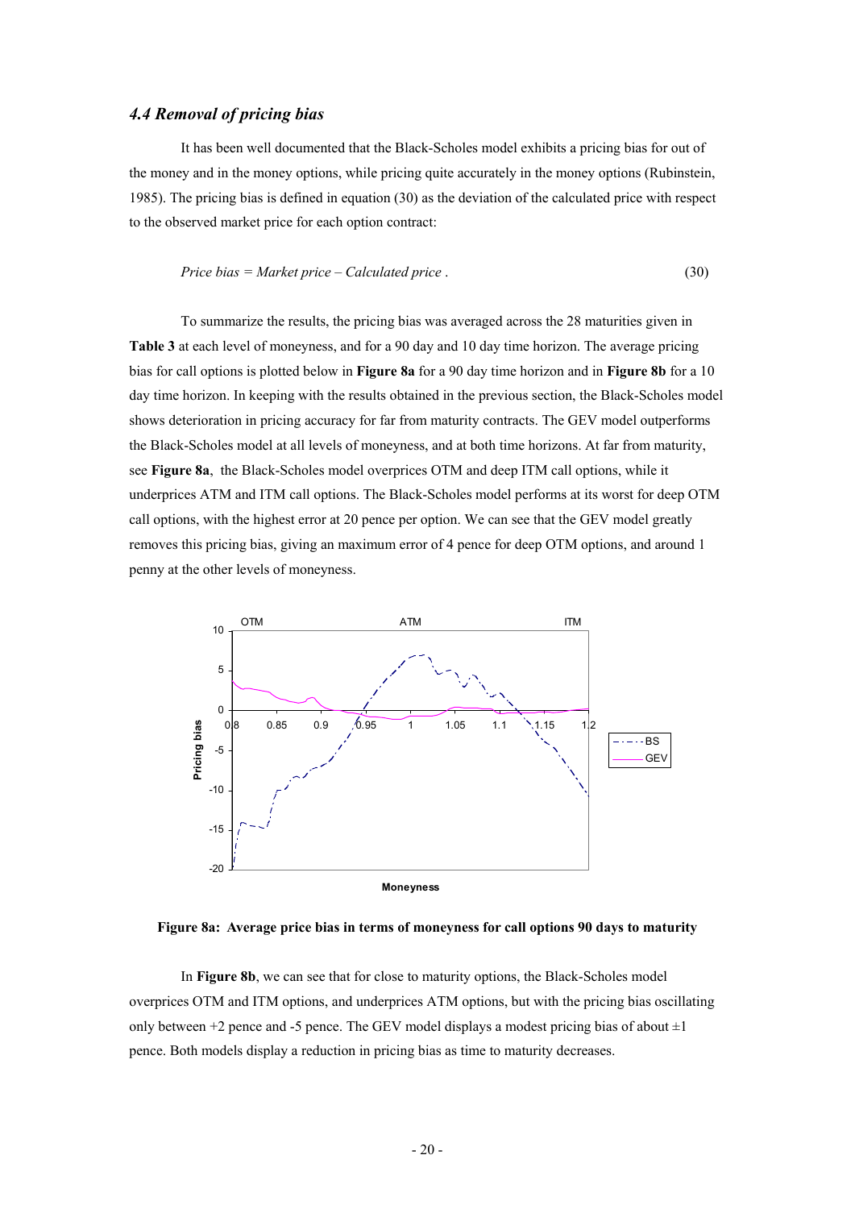### *4.4 Removal of pricing bias*

It has been well documented that the Black-Scholes model exhibits a pricing bias for out of the money and in the money options, while pricing quite accurately in the money options (Rubinstein, 1985). The pricing bias is defined in equation (30) as the deviation of the calculated price with respect to the observed market price for each option contract:

$$\textit{Price bias} = \textit{Market price} - \textit{Calculated price} \,. \tag{30}$$

To summarize the results, the pricing bias was averaged across the 28 maturities given in **Table 3** at each level of moneyness, and for a 90 day and 10 day time horizon. The average pricing bias for call options is plotted below in **Figure 8a** for a 90 day time horizon and in **Figure 8b** for a 10 day time horizon. In keeping with the results obtained in the previous section, the Black-Scholes model shows deterioration in pricing accuracy for far from maturity contracts. The GEV model outperforms the Black-Scholes model at all levels of moneyness, and at both time horizons. At far from maturity, see **Figure 8a**, the Black-Scholes model overprices OTM and deep ITM call options, while it underprices ATM and ITM call options. The Black-Scholes model performs at its worst for deep OTM call options, with the highest error at 20 pence per option. We can see that the GEV model greatly removes this pricing bias, giving an maximum error of 4 pence for deep OTM options, and around 1 penny at the other levels of moneyness.

**Figure 8a: Average price bias in terms of moneyness for call options 90 days to maturity**

In **Figure 8b**, we can see that for close to maturity options, the Black-Scholes model overprices OTM and ITM options, and underprices ATM options, but with the pricing bias oscillating only between +2 pence and -5 pence. The GEV model displays a modest pricing bias of about ±1 pence. Both models display a reduction in pricing bias as time to maturity decreases.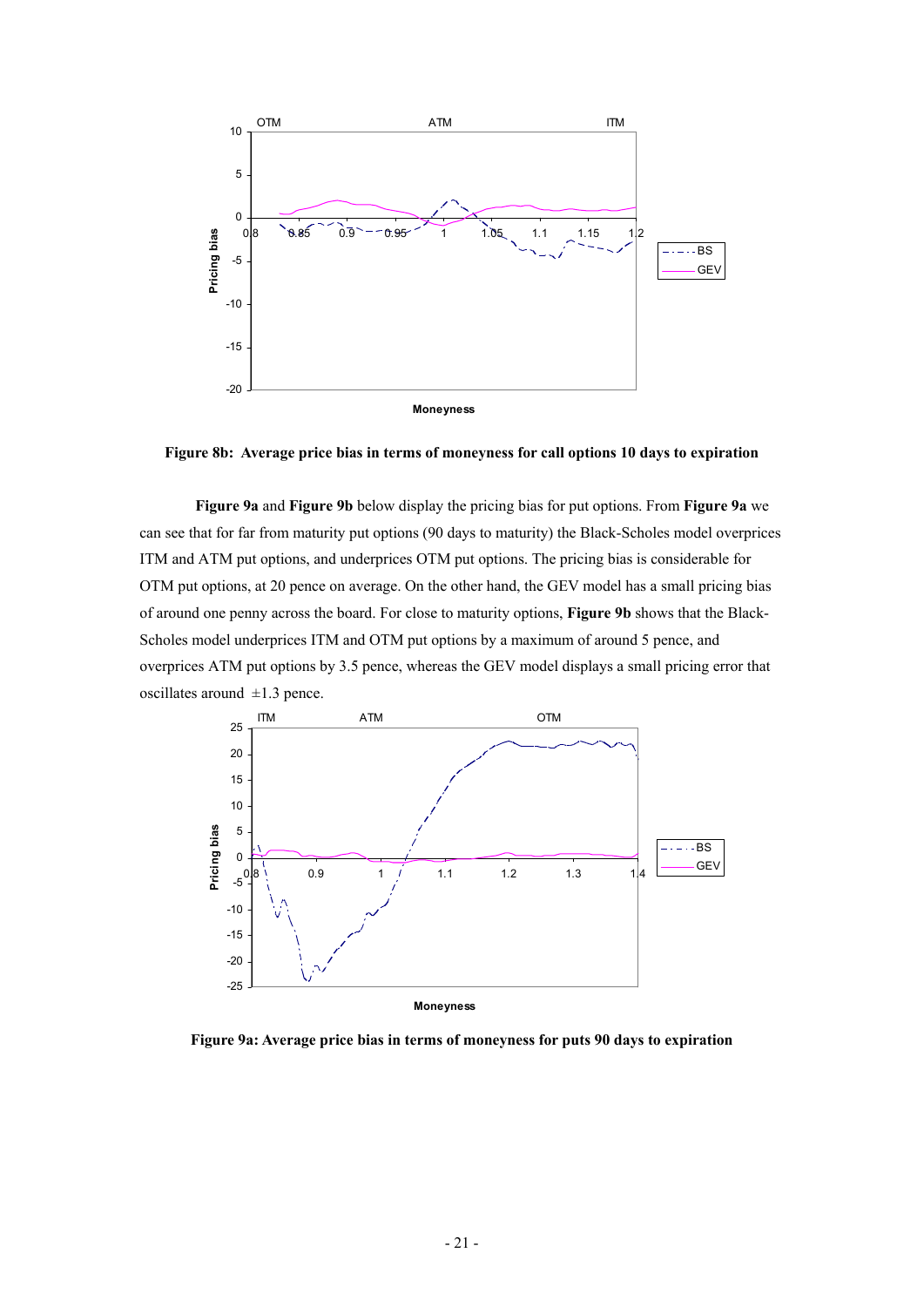**Figure 8b: Average price bias in terms of moneyness for call options 10 days to expiration**

**Figure 9a** and **Figure 9b** below display the pricing bias for put options. From **Figure 9a** we can see that for far from maturity put options (90 days to maturity) the Black-Scholes model overprices ITM and ATM put options, and underprices OTM put options. The pricing bias is considerable for OTM put options, at 20 pence on average. On the other hand, the GEV model has a small pricing bias of around one penny across the board. For close to maturity options, **Figure 9b** shows that the Black-Scholes model underprices ITM and OTM put options by a maximum of around 5 pence, and overprices ATM put options by 3.5 pence, whereas the GEV model displays a small pricing error that oscillates around $\pm 1.3$ pence.

**Figure 9a: Average price bias in terms of moneyness for puts 90 days to expiration**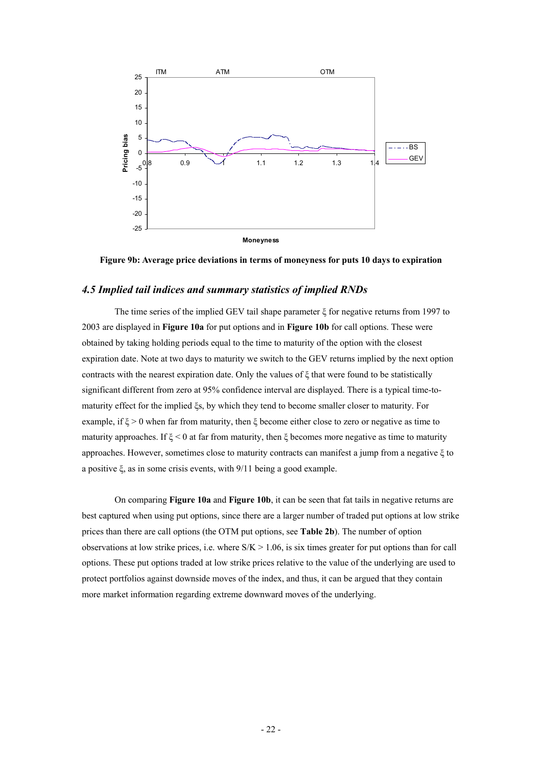**Figure 9b: Average price deviations in terms of moneyness for puts 10 days to expiration**

### *4.5 Implied tail indices and summary statistics of implied RNDs*

The time series of the implied GEV tail shape parameter $\xi$ for negative returns from 1997 to 2003 are displayed in **Figure 10a** for put options and in **Figure 10b** for call options. These were obtained by taking holding periods equal to the time to maturity of the option with the closest expiration date. Note at two days to maturity we switch to the GEV returns implied by the next option contracts with the nearest expiration date. Only the values of $\xi$ that were found to be statistically significant different from zero at 95% confidence interval are displayed. There is a typical time-to-maturity effect for the implied $\xi$s, by which they tend to become smaller closer to maturity. For example, if $\xi > 0$ when far from maturity, then $\xi$ become either close to zero or negative as time to maturity approaches. If $\xi < 0$ at far from maturity, then $\xi$ becomes more negative as time to maturity approaches. However, sometimes close to maturity contracts can manifest a jump from a negative $\xi$ to a positive $\xi$, as in some crisis events, with 9/11 being a good example.

On comparing **Figure 10a** and **Figure 10b**, it can be seen that fat tails in negative returns are best captured when using put options, since there are a larger number of traded put options at low strike prices than there are call options (the OTM put options, see **Table 2b**). The number of option observations at low strike prices, i.e. where $S/K > 1.06$, is six times greater for put options than for call options. These put options traded at low strike prices relative to the value of the underlying are used to protect portfolios against downside moves of the index, and thus, it can be argued that they contain more market information regarding extreme downward moves of the underlying.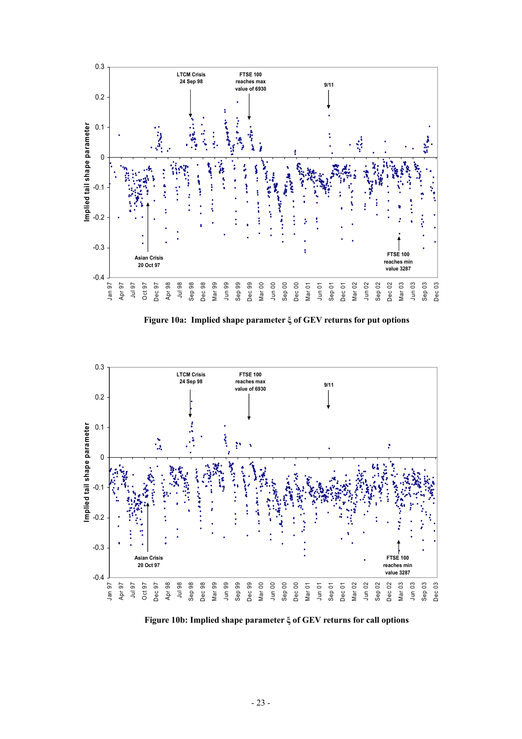**Figure 10a: Implied shape parameter ξ of GEV returns for put options**

**Figure 10b: Implied shape parameter ξ of GEV returns for call options**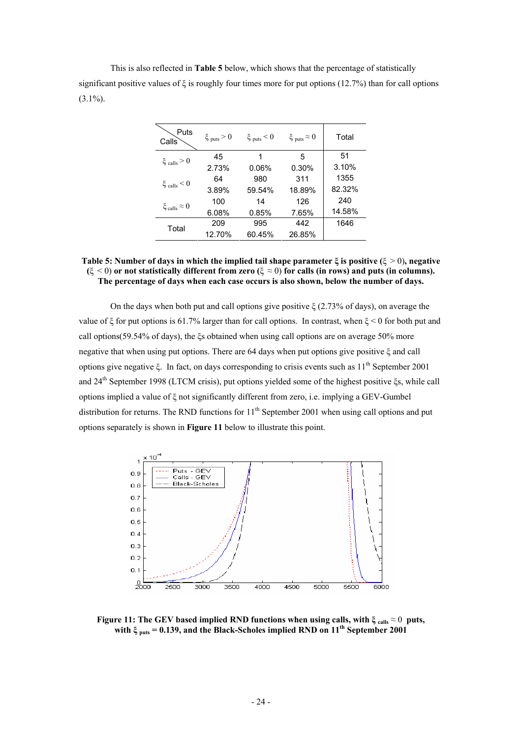This is also reflected in **Table 5** below, which shows that the percentage of statistically significant positive values of $\xi$ is roughly four times more for put options (12.7%) than for call options (3.1%).

| Calls \ Puts | $\xi_{puts} > 0$ | $\xi_{puts} < 0$ | $\xi_{puts} \approx 0$ | Total |
|---|---|---|---|---|
| $\xi_{calls} > 0$ | 45<br>2.73% | 1<br>0.06% | 5<br>0.30% | 51<br>3.10% |
| $\xi_{calls} < 0$ | 64<br>3.89% | 980<br>59.54% | 311<br>18.89% | 1355<br>82.32% |
| $\xi_{calls} \approx 0$ | 100<br>6.08% | 14<br>0.85% | 126<br>7.65% | 240<br>14.58% |
| Total | 209<br>12.70% | 995<br>60.45% | 442<br>26.85% | 1646 |

**Table 5: Number of days in which the implied tail shape parameter $\xi$ is positive ($\xi > 0$), negative ($\xi < 0$) or not statistically different from zero ($\xi \approx 0$) for calls (in rows) and puts (in columns). The percentage of days when each case occurs is also shown, below the number of days.**

On the days when both put and call options give positive $\xi$ (2.73% of days), on average the value of $\xi$ for put options is 61.7% larger than for call options. In contrast, when $\xi < 0$ for both put and call options(59.54% of days), the $\xi$s obtained when using call options are on average 50% more negative that when using put options. There are 64 days when put options give positive $\xi$ and call options give negative $\xi$. In fact, on days corresponding to crisis events such as 11th September 2001 and 24th September 1998 (LTCM crisis), put options yielded some of the highest positive $\xi$s, while call options implied a value of $\xi$ not significantly different from zero, i.e. implying a GEV-Gumbel distribution for returns. The RND functions for 11th September 2001 when using call options and put options separately is shown in **Figure 11** below to illustrate this point.

**Figure 11: The GEV based implied RND functions when using calls, with $\xi_{calls} \approx 0$ puts, with $\xi_{puts} = 0.139$, and the Black-Scholes implied RND on 11th September 2001**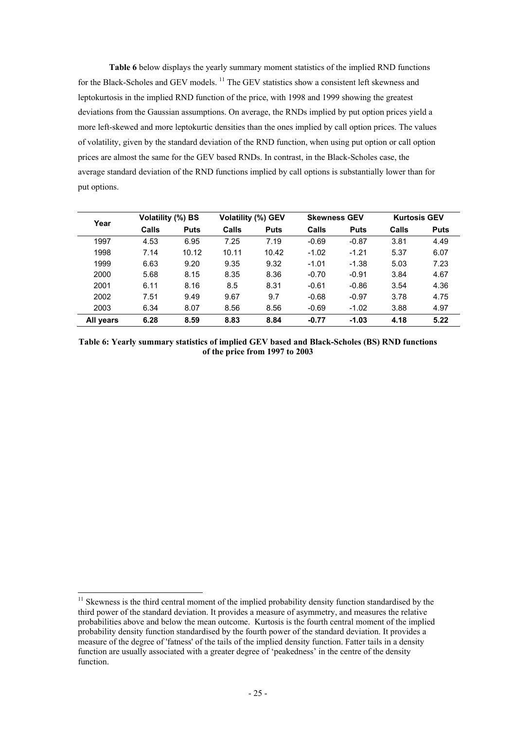**Table 6** below displays the yearly summary moment statistics of the implied RND functions for the Black-Scholes and GEV models. [11] The GEV statistics show a consistent left skewness and leptokurtosis in the implied RND function of the price, with 1998 and 1999 showing the greatest deviations from the Gaussian assumptions. On average, the RNDs implied by put option prices yield a more left-skewed and more leptokurtic densities than the ones implied by call option prices. The values of volatility, given by the standard deviation of the RND function, when using put option or call option prices are almost the same for the GEV based RNDs. In contrast, in the Black-Scholes case, the average standard deviation of the RND functions implied by call options is substantially lower than for put options.

| Year | Volatility (%) BS | | Volatility (%) GEV | | Skewness GEV | | Kurtosis GEV | |
|---|---|---|---|---|---|---|---|---|
| | Calls | Puts | Calls | Puts | Calls | Puts | Calls | Puts |
| 1997 | 4.53 | 6.95 | 7.25 | 7.19 | -0.69 | -0.87 | 3.81 | 4.49 |
| 1998 | 7.14 | 10.12 | 10.11 | 10.42 | -1.02 | -1.21 | 5.37 | 6.07 |
| 1999 | 6.63 | 9.20 | 9.35 | 9.32 | -1.01 | -1.38 | 5.03 | 7.23 |
| 2000 | 5.68 | 8.15 | 8.35 | 8.36 | -0.70 | -0.91 | 3.84 | 4.67 |
| 2001 | 6.11 | 8.16 | 8.5 | 8.31 | -0.61 | -0.86 | 3.54 | 4.36 |
| 2002 | 7.51 | 9.49 | 9.67 | 9.7 | -0.68 | -0.97 | 3.78 | 4.75 |
| 2003 | 6.34 | 8.07 | 8.56 | 8.56 | -0.69 | -1.02 | 3.88 | 4.97 |
| **All years** | **6.28** | **8.59** | **8.83** | **8.84** | **-0.77** | **-1.03** | **4.18** | **5.22** |

**Table 6: Yearly summary statistics of implied GEV based and Black-Scholes (BS) RND functions of the price from 1997 to 2003**

[11] Skewness is the third central moment of the implied probability density function standardised by the third power of the standard deviation. It provides a measure of asymmetry, and measures the relative probabilities above and below the mean outcome. Kurtosis is the fourth central moment of the implied probability density function standardised by the fourth power of the standard deviation. It provides a measure of the degree of 'fatness' of the tails of the implied density function. Fatter tails in a density function are usually associated with a greater degree of 'peakedness' in the centre of the density function.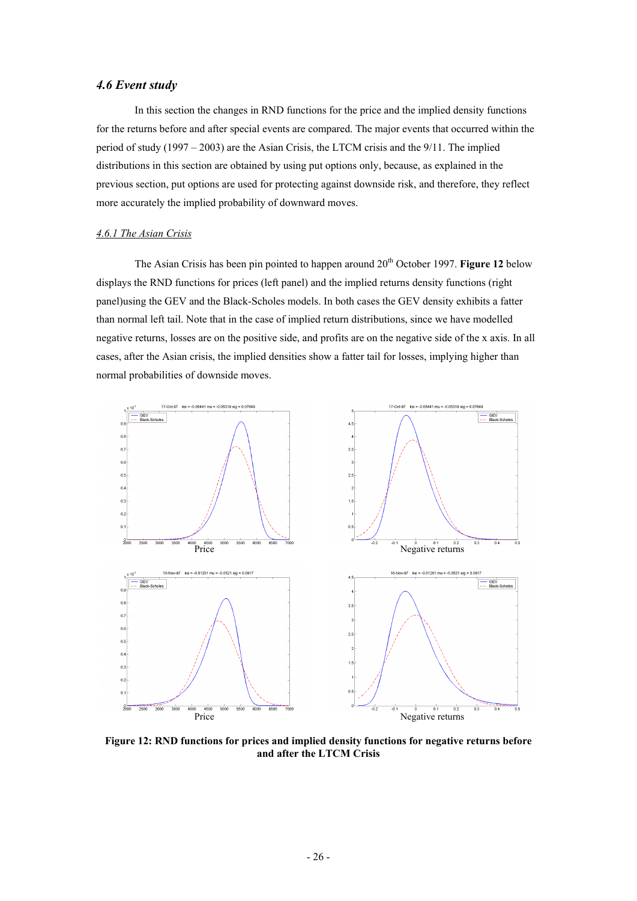### *4.6 Event study*

In this section the changes in RND functions for the price and the implied density functions for the returns before and after special events are compared. The major events that occurred within the period of study (1997 – 2003) are the Asian Crisis, the LTCM crisis and the 9/11. The implied distributions in this section are obtained by using put options only, because, as explained in the previous section, put options are used for protecting against downside risk, and therefore, they reflect more accurately the implied probability of downward moves.

#### *4.6.1 The Asian Crisis*

The Asian Crisis has been pin pointed to happen around 20$^{th}$ October 1997. **Figure 12** below displays the RND functions for prices (left panel) and the implied returns density functions (right panel)using the GEV and the Black-Scholes models. In both cases the GEV density exhibits a fatter than normal left tail. Note that in the case of implied return distributions, since we have modelled negative returns, losses are on the positive side, and profits are on the negative side of the x axis. In all cases, after the Asian crisis, the implied densities show a fatter tail for losses, implying higher than normal probabilities of downside moves.

**Figure 12: RND functions for prices and implied density functions for negative returns before and after the LTCM Crisis**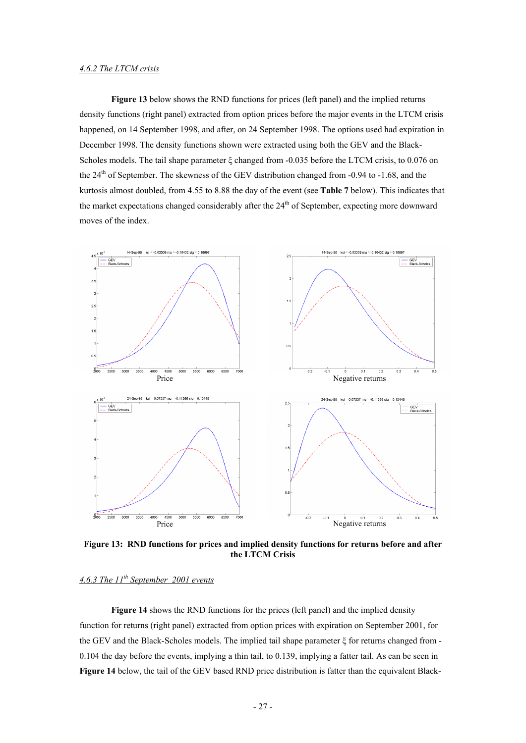*4.6.2 The LTCM crisis*

**Figure 13** below shows the RND functions for prices (left panel) and the implied returns density functions (right panel) extracted from option prices before the major events in the LTCM crisis happened, on 14 September 1998, and after, on 24 September 1998. The options used had expiration in December 1998. The density functions shown were extracted using both the GEV and the Black-Scholes models. The tail shape parameter $\xi$ changed from -0.035 before the LTCM crisis, to 0.076 on the 24[th] of September. The skewness of the GEV distribution changed from -0.94 to -1.68, and the kurtosis almost doubled, from 4.55 to 8.88 the day of the event (see **Table 7** below). This indicates that the market expectations changed considerably after the 24[th] of September, expecting more downward moves of the index.

**Figure 13: RND functions for prices and implied density functions for returns before and after the LTCM Crisis**

*4.6.3 The 11[th] September 2001 events*

**Figure 14** shows the RND functions for the prices (left panel) and the implied density function for returns (right panel) extracted from option prices with expiration on September 2001, for the GEV and the Black-Scholes models. The implied tail shape parameter $\xi$ for returns changed from -0.104 the day before the events, implying a thin tail, to 0.139, implying a fatter tail. As can be seen in **Figure 14** below, the tail of the GEV based RND price distribution is fatter than the equivalent Black-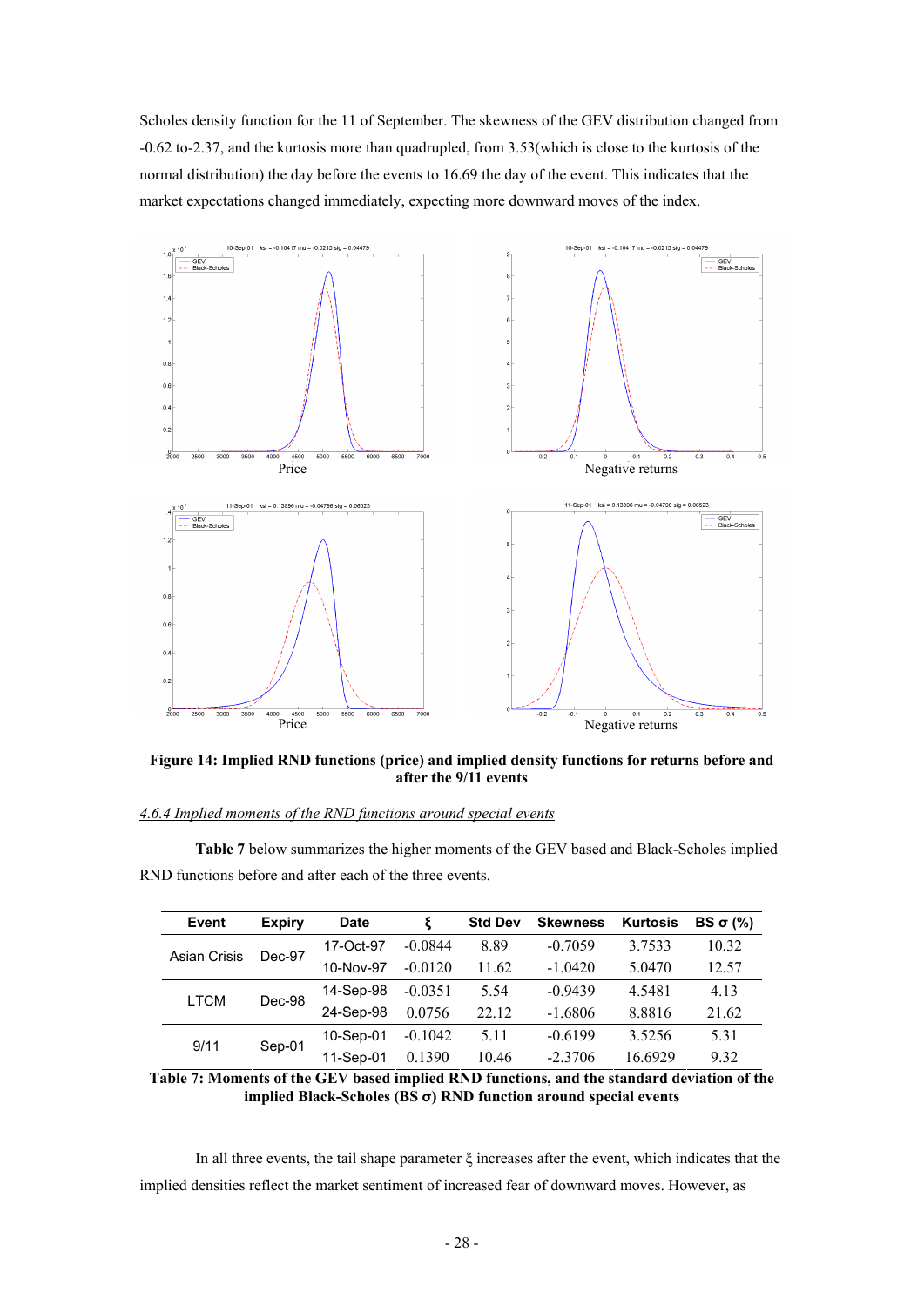Scholes density function for the 11 of September. The skewness of the GEV distribution changed from -0.62 to-2.37, and the kurtosis more than quadrupled, from 3.53(which is close to the kurtosis of the normal distribution) the day before the events to 16.69 the day of the event. This indicates that the market expectations changed immediately, expecting more downward moves of the index.

**Figure 14: Implied RND functions (price) and implied density functions for returns before and after the 9/11 events**

#### *4.6.4 Implied moments of the RND functions around special events*

**Table 7** below summarizes the higher moments of the GEV based and Black-Scholes implied RND functions before and after each of the three events.

| Event | Expiry | Date | ξ | Std Dev | Skewness | Kurtosis | BS σ (%) |
|---|---|---|---|---|---|---|---|
| Asian Crisis | Dec-97 | 17-Oct-97 | -0.0844 | 8.89 | -0.7059 | 3.7533 | 10.32 |
| | | 10-Nov-97 | -0.0120 | 11.62 | -1.0420 | 5.0470 | 12.57 |
| LTCM | Dec-98 | 14-Sep-98 | -0.0351 | 5.54 | -0.9439 | 4.5481 | 4.13 |
| | | 24-Sep-98 | 0.0756 | 22.12 | -1.6806 | 8.8816 | 21.62 |
| 9/11 | Sep-01 | 10-Sep-01 | -0.1042 | 5.11 | -0.6199 | 3.5256 | 5.31 |
| | | 11-Sep-01 | 0.1390 | 10.46 | -2.3706 | 16.6929 | 9.32 |

**Table 7: Moments of the GEV based implied RND functions, and the standard deviation of the implied Black-Scholes (BS σ) RND function around special events**

In all three events, the tail shape parameter ξ increases after the event, which indicates that the implied densities reflect the market sentiment of increased fear of downward moves. However, as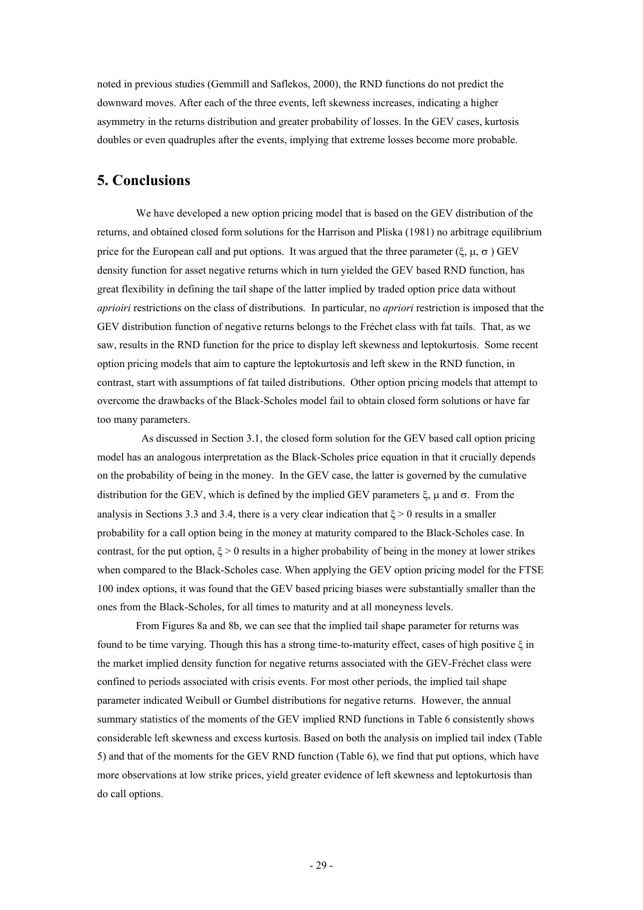noted in previous studies (Gemmill and Saflekos, 2000), the RND functions do not predict the downward moves. After each of the three events, left skewness increases, indicating a higher asymmetry in the returns distribution and greater probability of losses. In the GEV cases, kurtosis doubles or even quadruples after the events, implying that extreme losses become more probable.

## 5. Conclusions

We have developed a new option pricing model that is based on the GEV distribution of the returns, and obtained closed form solutions for the Harrison and Pliska (1981) no arbitrage equilibrium price for the European call and put options. It was argued that the three parameter ($\xi$, $\mu$, $\sigma$ ) GEV density function for asset negative returns which in turn yielded the GEV based RND function, has great flexibility in defining the tail shape of the latter implied by traded option price data without *aprioiri* restrictions on the class of distributions. In particular, no *apriori* restriction is imposed that the GEV distribution function of negative returns belongs to the Fréchet class with fat tails. That, as we saw, results in the RND function for the price to display left skewness and leptokurtosis. Some recent option pricing models that aim to capture the leptokurtosis and left skew in the RND function, in contrast, start with assumptions of fat tailed distributions. Other option pricing models that attempt to overcome the drawbacks of the Black-Scholes model fail to obtain closed form solutions or have far too many parameters.

As discussed in Section 3.1, the closed form solution for the GEV based call option pricing model has an analogous interpretation as the Black-Scholes price equation in that it crucially depends on the probability of being in the money. In the GEV case, the latter is governed by the cumulative distribution for the GEV, which is defined by the implied GEV parameters $\xi$, $\mu$ and $\sigma$. From the analysis in Sections 3.3 and 3.4, there is a very clear indication that $\xi > 0$ results in a smaller probability for a call option being in the money at maturity compared to the Black-Scholes case. In contrast, for the put option, $\xi > 0$ results in a higher probability of being in the money at lower strikes when compared to the Black-Scholes case. When applying the GEV option pricing model for the FTSE 100 index options, it was found that the GEV based pricing biases were substantially smaller than the ones from the Black-Scholes, for all times to maturity and at all moneyness levels.

From Figures 8a and 8b, we can see that the implied tail shape parameter for returns was found to be time varying. Though this has a strong time-to-maturity effect, cases of high positive $\xi$ in the market implied density function for negative returns associated with the GEV-Fréchet class were confined to periods associated with crisis events. For most other periods, the implied tail shape parameter indicated Weibull or Gumbel distributions for negative returns. However, the annual summary statistics of the moments of the GEV implied RND functions in Table 6 consistently shows considerable left skewness and excess kurtosis. Based on both the analysis on implied tail index (Table 5) and that of the moments for the GEV RND function (Table 6), we find that put options, which have more observations at low strike prices, yield greater evidence of left skewness and leptokurtosis than do call options.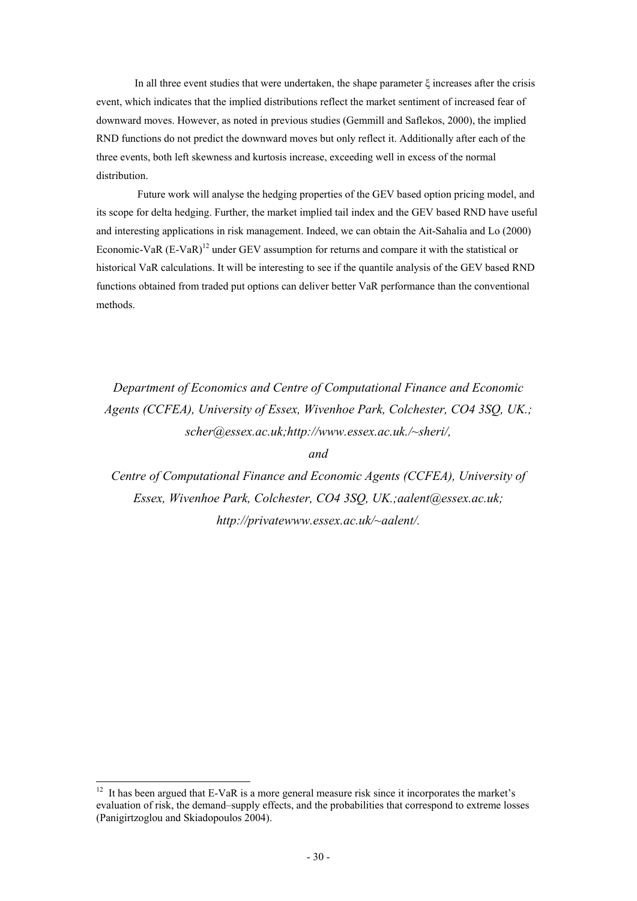In all three event studies that were undertaken, the shape parameter $\xi$ increases after the crisis event, which indicates that the implied distributions reflect the market sentiment of increased fear of downward moves. However, as noted in previous studies (Gemmill and Saflekos, 2000), the implied RND functions do not predict the downward moves but only reflect it. Additionally after each of the three events, both left skewness and kurtosis increase, exceeding well in excess of the normal distribution.

Future work will analyse the hedging properties of the GEV based option pricing model, and its scope for delta hedging. Further, the market implied tail index and the GEV based RND have useful and interesting applications in risk management. Indeed, we can obtain the Ait-Sahalia and Lo (2000) Economic-VaR (E-VaR)[12] under GEV assumption for returns and compare it with the statistical or historical VaR calculations. It will be interesting to see if the quantile analysis of the GEV based RND functions obtained from traded put options can deliver better VaR performance than the conventional methods.

*Department of Economics and Centre of Computational Finance and Economic Agents (CCFEA), University of Essex, Wivenhoe Park, Colchester, CO4 3SQ, UK.; scher@essex.ac.uk;http://www.essex.ac.uk./~sheri/,*

*and*

*Centre of Computational Finance and Economic Agents (CCFEA), University of Essex, Wivenhoe Park, Colchester, CO4 3SQ, UK.;aalent@essex.ac.uk; http://privatewww.essex.ac.uk/~aalent/.*

---

[12] It has been argued that E-VaR is a more general measure risk since it incorporates the market's evaluation of risk, the demand–supply effects, and the probabilities that correspond to extreme losses (Panigirtzoglou and Skiadopoulos 2004).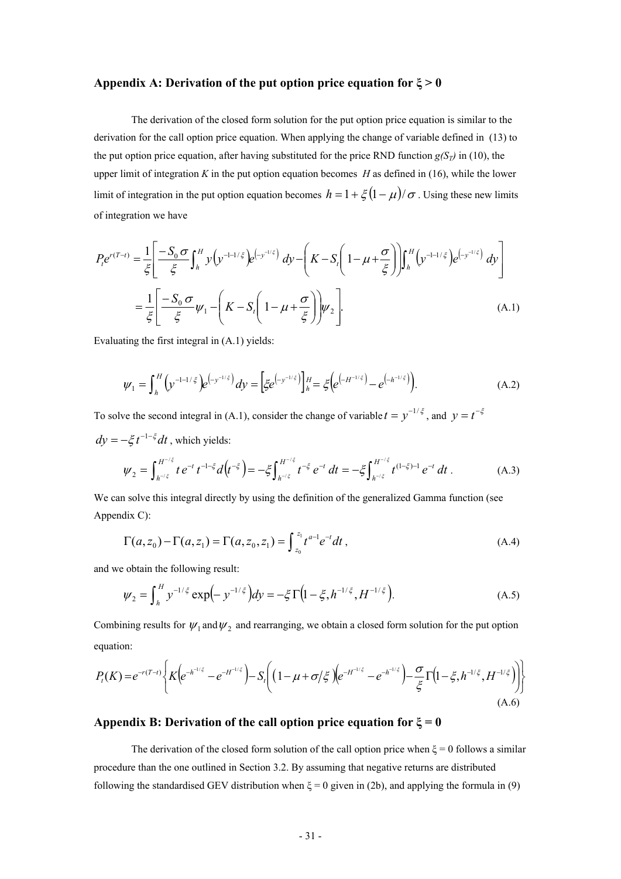## Appendix A: Derivation of the put option price equation for ξ > 0

The derivation of the closed form solution for the put option price equation is similar to the derivation for the call option price equation. When applying the change of variable defined in (13) to the put option price equation, after having substituted for the price RND function $g(S_T)$ in (10), the upper limit of integration $K$ in the put option equation becomes $H$ as defined in (16), while the lower limit of integration in the put option equation becomes $h = 1 + \xi(1-\mu)/\sigma$. Using these new limits of integration we have

$$
\begin{aligned}
P_t e^{r(T-t)} &= \frac{1}{\xi}\left[\frac{-S_0\sigma}{\xi}\int_h^H y\left(y^{-1-1/\xi}\right)e^{\left(-y^{-1/\xi}\right)}\,dy - \left(K - S_t\left(1-\mu+\frac{\sigma}{\xi}\right)\right)\int_h^H \left(y^{-1-1/\xi}\right)e^{\left(-y^{-1/\xi}\right)}\,dy\right] \\
&= \frac{1}{\xi}\left[\frac{-S_0\sigma}{\xi}\psi_1 - \left(K - S_t\left(1-\mu+\frac{\sigma}{\xi}\right)\right)\psi_2\right]. \qquad \text{(A.1)}
\end{aligned}
$$

Evaluating the first integral in (A.1) yields:

$$
\psi_1 = \int_h^H \left(y^{-1-1/\xi}\right)e^{\left(-y^{-1/\xi}\right)}\,dy = \left[\xi e^{\left(-y^{-1/\xi}\right)}\right]_h^H = \xi\left(e^{\left(-H^{-1/\xi}\right)} - e^{\left(-h^{-1/\xi}\right)}\right). \qquad \text{(A.2)}
$$

To solve the second integral in (A.1), consider the change of variable $t = y^{-1/\xi}$, and $y = t^{-\xi}$ $dy = -\xi t^{-1-\xi}dt$, which yields:

$$
\psi_2 = \int_{h^{-/\xi}}^{H^{-/\xi}} t\,e^{-t}\,t^{-1-\xi}\,d\left(t^{-\xi}\right) = -\xi\int_{h^{-/\xi}}^{H^{-/\xi}} t^{-\xi}\,e^{-t}\,dt = -\xi\int_{h^{-/\xi}}^{H^{-/\xi}} t^{(1-\xi)-1}\,e^{-t}\,dt\,. \qquad \text{(A.3)}
$$

We can solve this integral directly by using the definition of the generalized Gamma function (see Appendix C):

$$
\Gamma(a,z_0) - \Gamma(a,z_1) = \Gamma(a,z_0,z_1) = \int_{z_0}^{z_1} t^{a-1}e^{-t}dt\,, \qquad \text{(A.4)}
$$

and we obtain the following result:

$$
\psi_2 = \int_h^H y^{-1/\xi}\exp\left(-y^{-1/\xi}\right)dy = -\xi\,\Gamma\left(1-\xi, h^{-1/\xi}, H^{-1/\xi}\right). \qquad \text{(A.5)}
$$

Combining results for $\psi_1$ and $\psi_2$ and rearranging, we obtain a closed form solution for the put option equation:

$$
P_t(K) = e^{-r(T-t)}\left\{K\left(e^{-h^{-1/\xi}} - e^{-H^{-1/\xi}}\right) - S_t\left(\left(1-\mu+\sigma/\xi\right)\left(e^{-H^{-1/\xi}} - e^{-h^{-1/\xi}}\right) - \frac{\sigma}{\xi}\Gamma\left(1-\xi, h^{-1/\xi}, H^{-1/\xi}\right)\right)\right\} \qquad \text{(A.6)}
$$

## Appendix B: Derivation of the call option price equation for ξ = 0

The derivation of the closed form solution of the call option price when ξ = 0 follows a similar procedure than the one outlined in Section 3.2. By assuming that negative returns are distributed following the standardised GEV distribution when ξ = 0 given in (2b), and applying the formula in (9)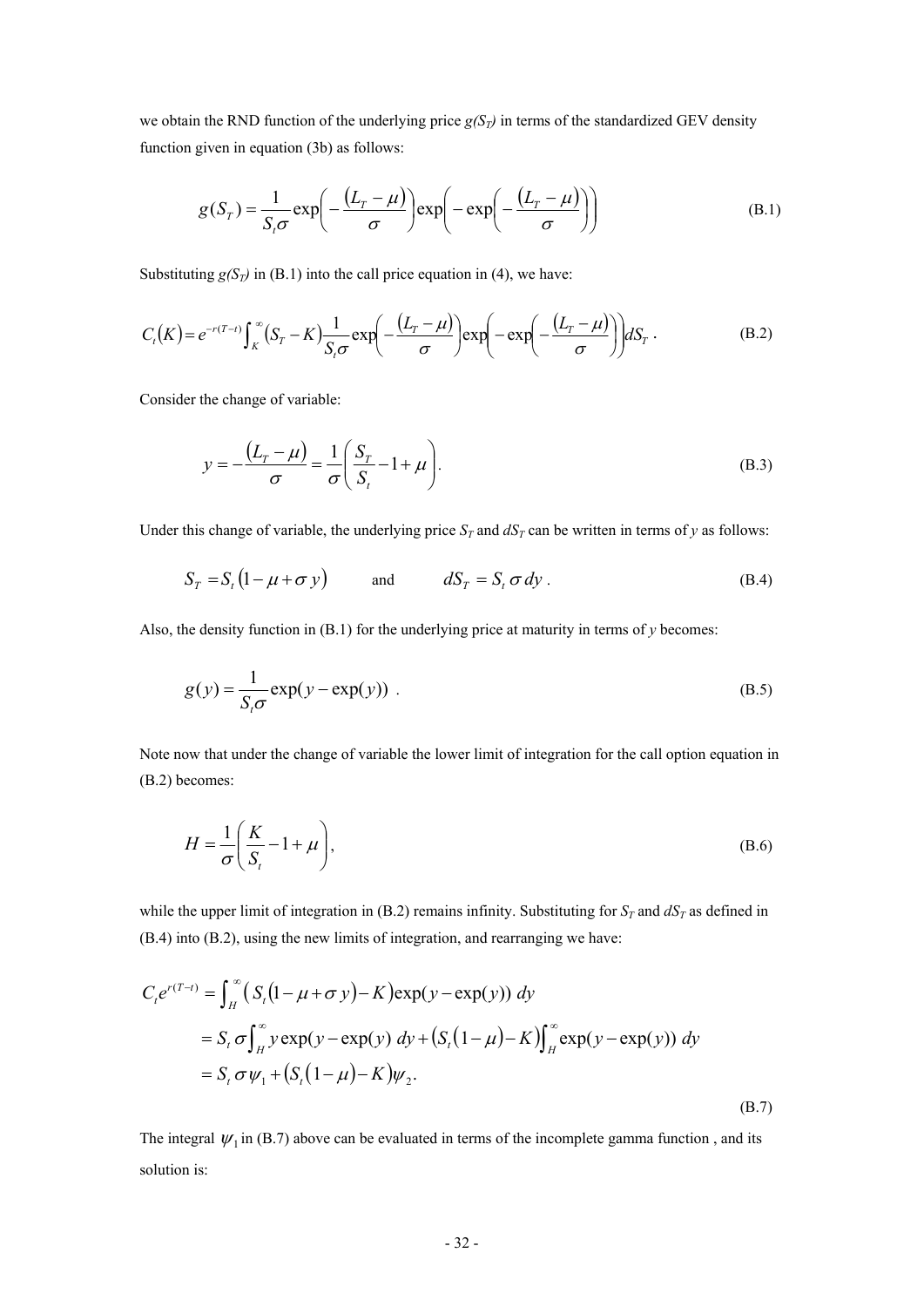we obtain the RND function of the underlying price $g(S_T)$ in terms of the standardized GEV density function given in equation (3b) as follows:

$$g(S_T) = \frac{1}{S_t \sigma} \exp\left( -\frac{(L_T - \mu)}{\sigma} \right) \exp\left( -\exp\left( -\frac{(L_T - \mu)}{\sigma} \right) \right) \tag{B.1}$$

Substituting $g(S_T)$ in (B.1) into the call price equation in (4), we have:

$$C_t(K) = e^{-r(T-t)} \int_K^{\infty} (S_T - K) \frac{1}{S_t \sigma} \exp\left( -\frac{(L_T - \mu)}{\sigma} \right) \exp\left( -\exp\left( -\frac{(L_T - \mu)}{\sigma} \right) \right) dS_T \,. \tag{B.2}$$

Consider the change of variable:

$$y = -\frac{(L_T - \mu)}{\sigma} = \frac{1}{\sigma} \left( \frac{S_T}{S_t} - 1 + \mu \right). \tag{B.3}$$

Under this change of variable, the underlying price $S_T$ and $dS_T$ can be written in terms of $y$ as follows:

$$S_T = S_t (1 - \mu + \sigma y) \qquad \text{and} \qquad dS_T = S_t \, \sigma \, dy \,. \tag{B.4}$$

Also, the density function in (B.1) for the underlying price at maturity in terms of $y$ becomes:

$$g(y) = \frac{1}{S_t \sigma} \exp(y - \exp(y)) \,. \tag{B.5}$$

Note now that under the change of variable the lower limit of integration for the call option equation in (B.2) becomes:

$$H = \frac{1}{\sigma} \left( \frac{K}{S_t} - 1 + \mu \right), \tag{B.6}$$

while the upper limit of integration in (B.2) remains infinity. Substituting for $S_T$ and $dS_T$ as defined in (B.4) into (B.2), using the new limits of integration, and rearranging we have:

$$\begin{aligned}
C_t e^{r(T-t)} &= \int_H^{\infty} \left( S_t (1 - \mu + \sigma y) - K \right) \exp(y - \exp(y)) \, dy \\
&= S_t \, \sigma \int_H^{\infty} y \exp(y - \exp(y)) \, dy + \left( S_t (1 - \mu) - K \right) \int_H^{\infty} \exp(y - \exp(y)) \, dy \\
&= S_t \, \sigma \psi_1 + \left( S_t (1 - \mu) - K \right) \psi_2 .
\end{aligned} \tag{B.7}$$

The integral $\psi_1$ in (B.7) above can be evaluated in terms of the incomplete gamma function , and its solution is: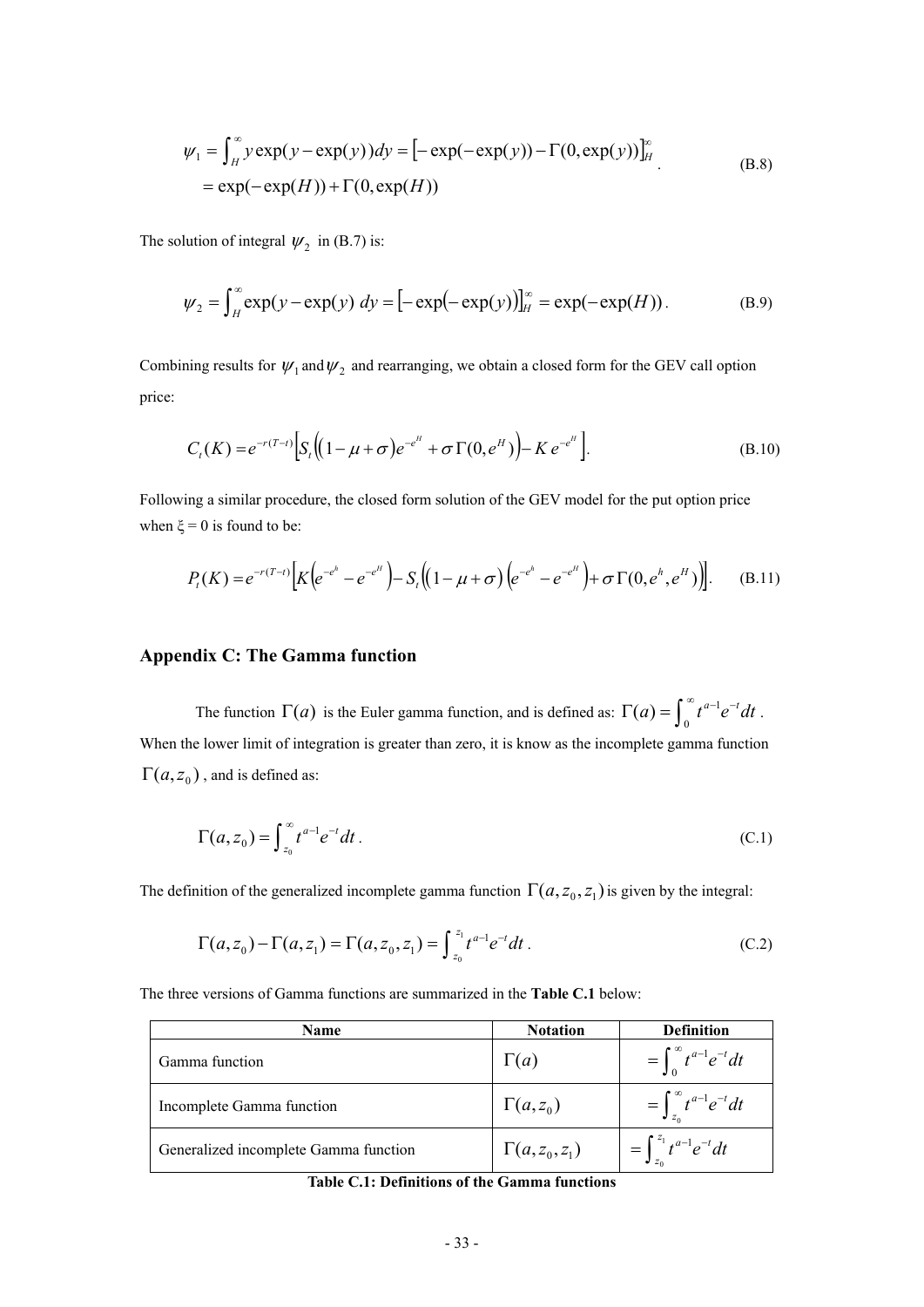$$\psi_1 = \int_H^\infty y \exp(y - \exp(y))dy = \left[-\exp(-\exp(y)) - \Gamma(0, \exp(y))\right]_H^\infty \\ = \exp(-\exp(H)) + \Gamma(0, \exp(H)) \tag{B.8}$$

The solution of integral $\psi_2$ in (B.7) is:

$$\psi_2 = \int_H^\infty \exp(y - \exp(y)\ dy = \left[-\exp(-\exp(y))\right]_H^\infty = \exp(-\exp(H)). \tag{B.9}$$

Combining results for $\psi_1$ and $\psi_2$ and rearranging, we obtain a closed form for the GEV call option price:

$$C_t(K) = e^{-r(T-t)}\left[S_t\left((1-\mu+\sigma)e^{-e^H} + \sigma\Gamma(0,e^H)\right) - K\,e^{-e^H}\right]. \tag{B.10}$$

Following a similar procedure, the closed form solution of the GEV model for the put option price when $\xi = 0$ is found to be:

$$P_t(K) = e^{-r(T-t)}\left[K\left(e^{-e^h} - e^{-e^H}\right) - S_t\left((1-\mu+\sigma)\left(e^{-e^h} - e^{-e^H}\right) + \sigma\Gamma(0,e^h,e^H)\right)\right]. \tag{B.11}$$

## Appendix C: The Gamma function

The function $\Gamma(a)$ is the Euler gamma function, and is defined as: $\Gamma(a) = \int_0^\infty t^{a-1}e^{-t}dt$. When the lower limit of integration is greater than zero, it is know as the incomplete gamma function $\Gamma(a, z_0)$, and is defined as:

$$\Gamma(a, z_0) = \int_{z_0}^\infty t^{a-1}e^{-t}dt. \tag{C.1}$$

The definition of the generalized incomplete gamma function $\Gamma(a, z_0, z_1)$ is given by the integral:

$$\Gamma(a, z_0) - \Gamma(a, z_1) = \Gamma(a, z_0, z_1) = \int_{z_0}^{z_1} t^{a-1}e^{-t}dt. \tag{C.2}$$

The three versions of Gamma functions are summarized in the **Table C.1** below:

| Name | Notation | Definition |
|---|---|---|
| Gamma function | $\Gamma(a)$ | $= \int_0^\infty t^{a-1}e^{-t}dt$ |
| Incomplete Gamma function | $\Gamma(a, z_0)$ | $= \int_{z_0}^\infty t^{a-1}e^{-t}dt$ |
| Generalized incomplete Gamma function | $\Gamma(a, z_0, z_1)$ | $= \int_{z_0}^{z_1} t^{a-1}e^{-t}dt$ |

**Table C.1: Definitions of the Gamma functions**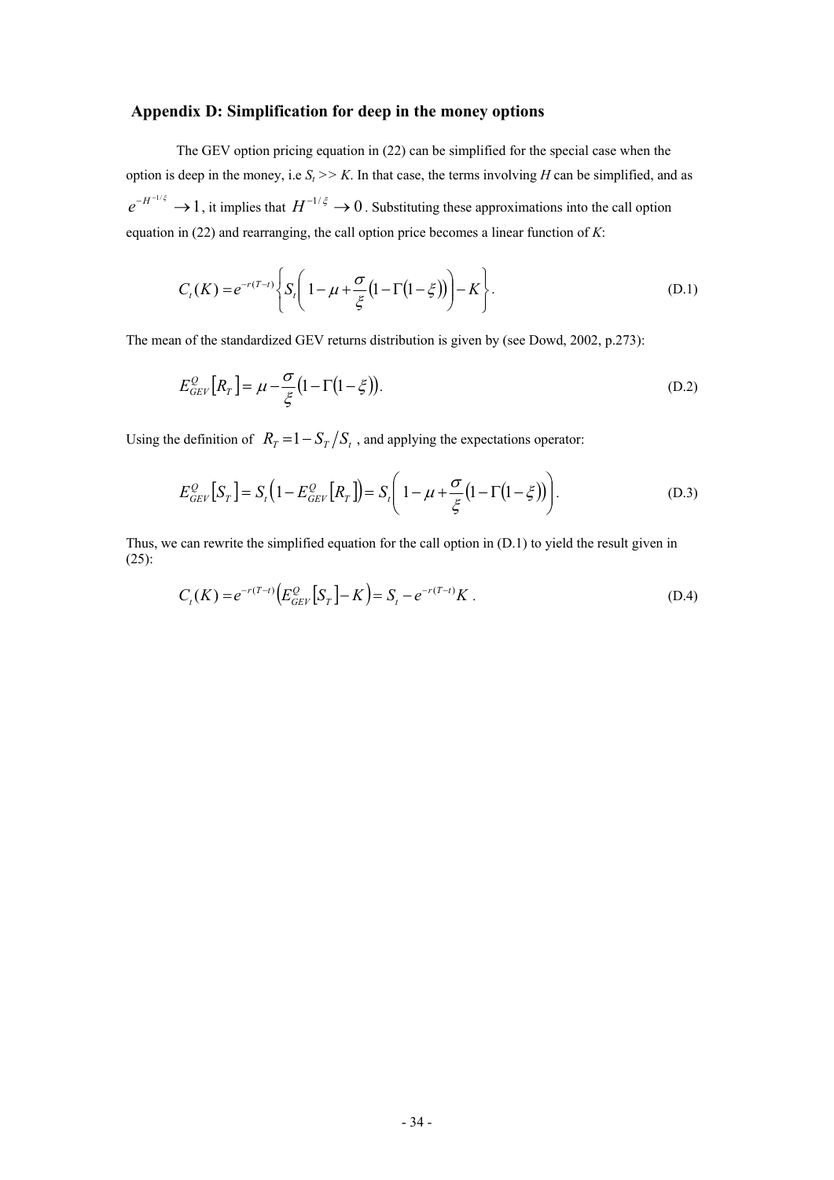## Appendix D: Simplification for deep in the money options

The GEV option pricing equation in (22) can be simplified for the special case when the option is deep in the money, i.e $S_t >> K$. In that case, the terms involving $H$ can be simplified, and as $e^{-H^{-1/\xi}} \to 1$, it implies that $H^{-1/\xi} \to 0$. Substituting these approximations into the call option equation in (22) and rearranging, the call option price becomes a linear function of $K$:

$$C_t(K) = e^{-r(T-t)} \left\{ S_t \left( 1 - \mu + \frac{\sigma}{\xi}\left(1 - \Gamma(1-\xi)\right) \right) - K \right\}. \tag{D.1}$$

The mean of the standardized GEV returns distribution is given by (see Dowd, 2002, p.273):

$$E_{GEV}^{Q}\left[R_T\right] = \mu - \frac{\sigma}{\xi}\left(1 - \Gamma(1-\xi)\right). \tag{D.2}$$

Using the definition of $R_T = 1 - S_T / S_t$, and applying the expectations operator:

$$E_{GEV}^{Q}\left[S_T\right] = S_t\left(1 - E_{GEV}^{Q}\left[R_T\right]\right) = S_t\left( 1 - \mu + \frac{\sigma}{\xi}\left(1 - \Gamma(1-\xi)\right) \right). \tag{D.3}$$

Thus, we can rewrite the simplified equation for the call option in (D.1) to yield the result given in (25):

$$C_t(K) = e^{-r(T-t)}\left(E_{GEV}^{Q}\left[S_T\right] - K\right) = S_t - e^{-r(T-t)}K \ . \tag{D.4}$$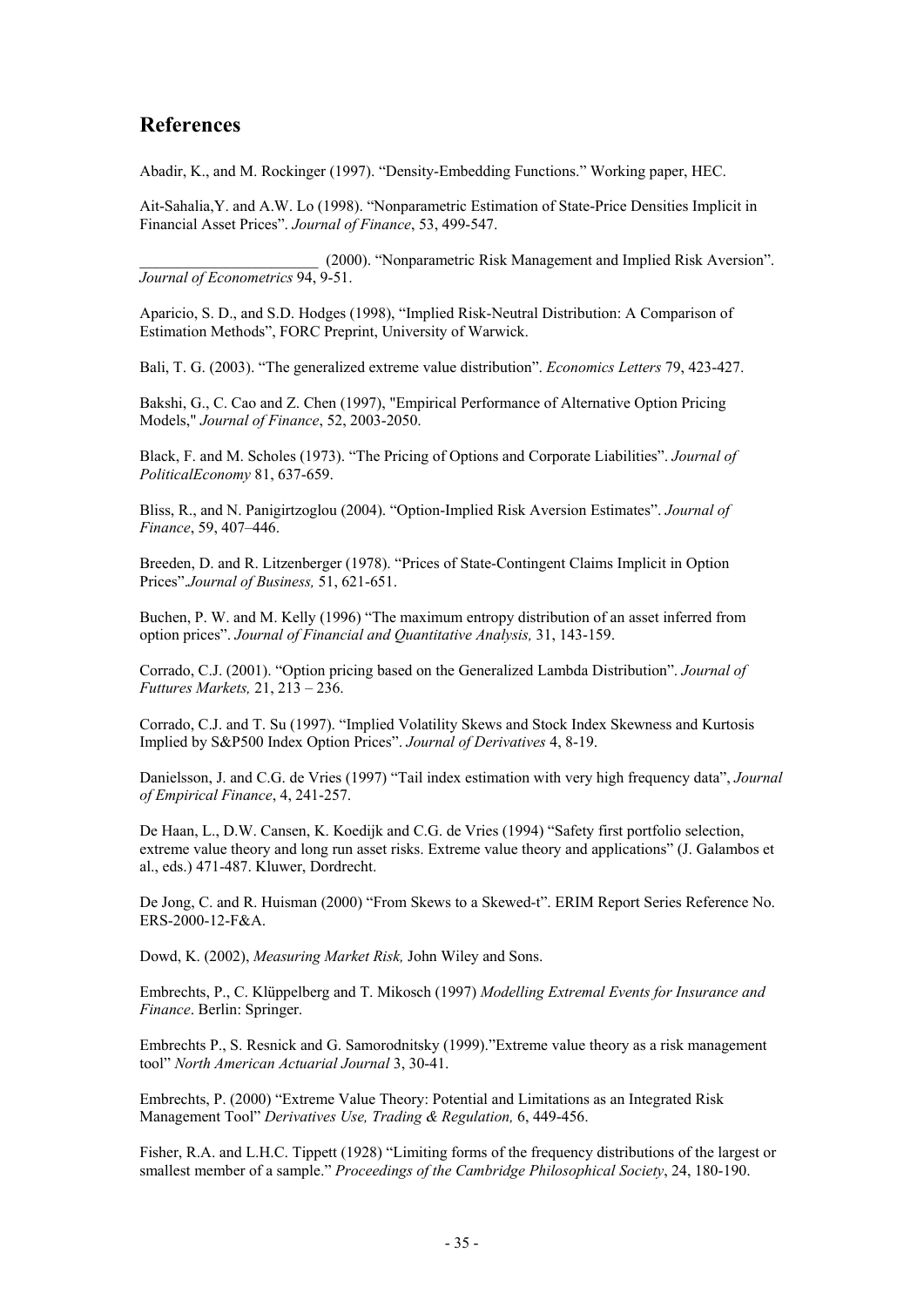## References

Abadir, K., and M. Rockinger (1997). "Density-Embedding Functions." Working paper, HEC.

Ait-Sahalia,Y. and A.W. Lo (1998). "Nonparametric Estimation of State-Price Densities Implicit in Financial Asset Prices". *Journal of Finance*, 53, 499-547.

_______________________ (2000). "Nonparametric Risk Management and Implied Risk Aversion". *Journal of Econometrics* 94, 9-51.

Aparicio, S. D., and S.D. Hodges (1998), "Implied Risk-Neutral Distribution: A Comparison of Estimation Methods", FORC Preprint, University of Warwick.

Bali, T. G. (2003). "The generalized extreme value distribution". *Economics Letters* 79, 423-427.

Bakshi, G., C. Cao and Z. Chen (1997), "Empirical Performance of Alternative Option Pricing Models," *Journal of Finance*, 52, 2003-2050.

Black, F. and M. Scholes (1973). "The Pricing of Options and Corporate Liabilities". *Journal of PoliticalEconomy* 81, 637-659.

Bliss, R., and N. Panigirtzoglou (2004). "Option-Implied Risk Aversion Estimates". *Journal of Finance*, 59, 407–446.

Breeden, D. and R. Litzenberger (1978). "Prices of State-Contingent Claims Implicit in Option Prices".*Journal of Business,* 51, 621-651.

Buchen, P. W. and M. Kelly (1996) "The maximum entropy distribution of an asset inferred from option prices". *Journal of Financial and Quantitative Analysis,* 31, 143-159.

Corrado, C.J. (2001). "Option pricing based on the Generalized Lambda Distribution". *Journal of Futtures Markets,* 21, 213 – 236.

Corrado, C.J. and T. Su (1997). "Implied Volatility Skews and Stock Index Skewness and Kurtosis Implied by S&P500 Index Option Prices". *Journal of Derivatives* 4, 8-19.

Danielsson, J. and C.G. de Vries (1997) "Tail index estimation with very high frequency data", *Journal of Empirical Finance*, 4, 241-257.

De Haan, L., D.W. Cansen, K. Koedijk and C.G. de Vries (1994) "Safety first portfolio selection, extreme value theory and long run asset risks. Extreme value theory and applications" (J. Galambos et al., eds.) 471-487. Kluwer, Dordrecht.

De Jong, C. and R. Huisman (2000) "From Skews to a Skewed-t". ERIM Report Series Reference No. ERS-2000-12-F&A.

Dowd, K. (2002), *Measuring Market Risk,* John Wiley and Sons.

Embrechts, P., C. Klüppelberg and T. Mikosch (1997) *Modelling Extremal Events for Insurance and Finance*. Berlin: Springer.

Embrechts P., S. Resnick and G. Samorodnitsky (1999)."Extreme value theory as a risk management tool" *North American Actuarial Journal* 3, 30-41.

Embrechts, P. (2000) "Extreme Value Theory: Potential and Limitations as an Integrated Risk Management Tool" *Derivatives Use, Trading & Regulation,* 6, 449-456.

Fisher, R.A. and L.H.C. Tippett (1928) "Limiting forms of the frequency distributions of the largest or smallest member of a sample." *Proceedings of the Cambridge Philosophical Society*, 24, 180-190.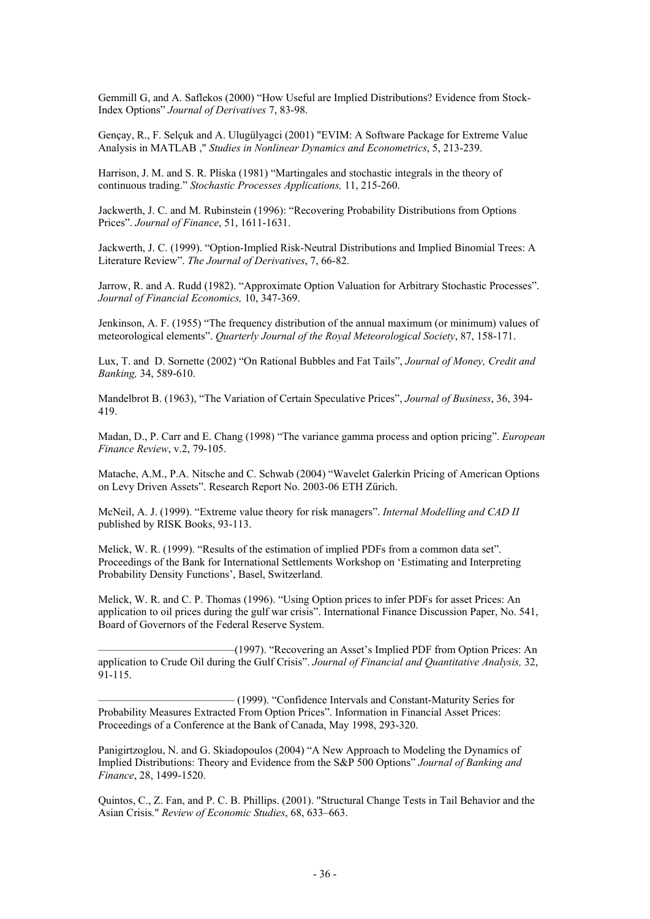Gemmill G, and A. Saflekos (2000) "How Useful are Implied Distributions? Evidence from Stock-Index Options" *Journal of Derivatives* 7, 83-98.

Gençay, R., F. Selçuk and A. Ulugülyagci (2001) "EVIM: A Software Package for Extreme Value Analysis in MATLAB ," *Studies in Nonlinear Dynamics and Econometrics*, 5, 213-239.

Harrison, J. M. and S. R. Pliska (1981) "Martingales and stochastic integrals in the theory of continuous trading." *Stochastic Processes Applications,* 11, 215-260.

Jackwerth, J. C. and M. Rubinstein (1996): "Recovering Probability Distributions from Options Prices". *Journal of Finance*, 51, 1611-1631.

Jackwerth, J. C. (1999). "Option-Implied Risk-Neutral Distributions and Implied Binomial Trees: A Literature Review". *The Journal of Derivatives*, 7, 66-82.

Jarrow, R. and A. Rudd (1982). "Approximate Option Valuation for Arbitrary Stochastic Processes". *Journal of Financial Economics,* 10, 347-369.

Jenkinson, A. F. (1955) "The frequency distribution of the annual maximum (or minimum) values of meteorological elements". *Quarterly Journal of the Royal Meteorological Society*, 87, 158-171.

Lux, T. and D. Sornette (2002) "On Rational Bubbles and Fat Tails", *Journal of Money, Credit and Banking,* 34, 589-610.

Mandelbrot B. (1963), "The Variation of Certain Speculative Prices", *Journal of Business*, 36, 394-419.

Madan, D., P. Carr and E. Chang (1998) "The variance gamma process and option pricing". *European Finance Review*, v.2, 79-105.

Matache, A.M., P.A. Nitsche and C. Schwab (2004) "Wavelet Galerkin Pricing of American Options on Levy Driven Assets". Research Report No. 2003-06 ETH Zürich.

McNeil, A. J. (1999). "Extreme value theory for risk managers". *Internal Modelling and CAD II* published by RISK Books, 93-113.

Melick, W. R. (1999). "Results of the estimation of implied PDFs from a common data set". Proceedings of the Bank for International Settlements Workshop on 'Estimating and Interpreting Probability Density Functions', Basel, Switzerland.

Melick, W. R. and C. P. Thomas (1996). "Using Option prices to infer PDFs for asset Prices: An application to oil prices during the gulf war crisis". International Finance Discussion Paper, No. 541, Board of Governors of the Federal Reserve System.

————————————(1997). "Recovering an Asset's Implied PDF from Option Prices: An application to Crude Oil during the Gulf Crisis". *Journal of Financial and Quantitative Analysis,* 32, 91-115.

———————————— (1999). "Confidence Intervals and Constant-Maturity Series for Probability Measures Extracted From Option Prices". Information in Financial Asset Prices: Proceedings of a Conference at the Bank of Canada, May 1998, 293-320.

Panigirtzoglou, N. and G. Skiadopoulos (2004) "A New Approach to Modeling the Dynamics of Implied Distributions: Theory and Evidence from the S&P 500 Options" *Journal of Banking and Finance*, 28, 1499-1520.

Quintos, C., Z. Fan, and P. C. B. Phillips. (2001). "Structural Change Tests in Tail Behavior and the Asian Crisis." *Review of Economic Studies*, 68, 633–663.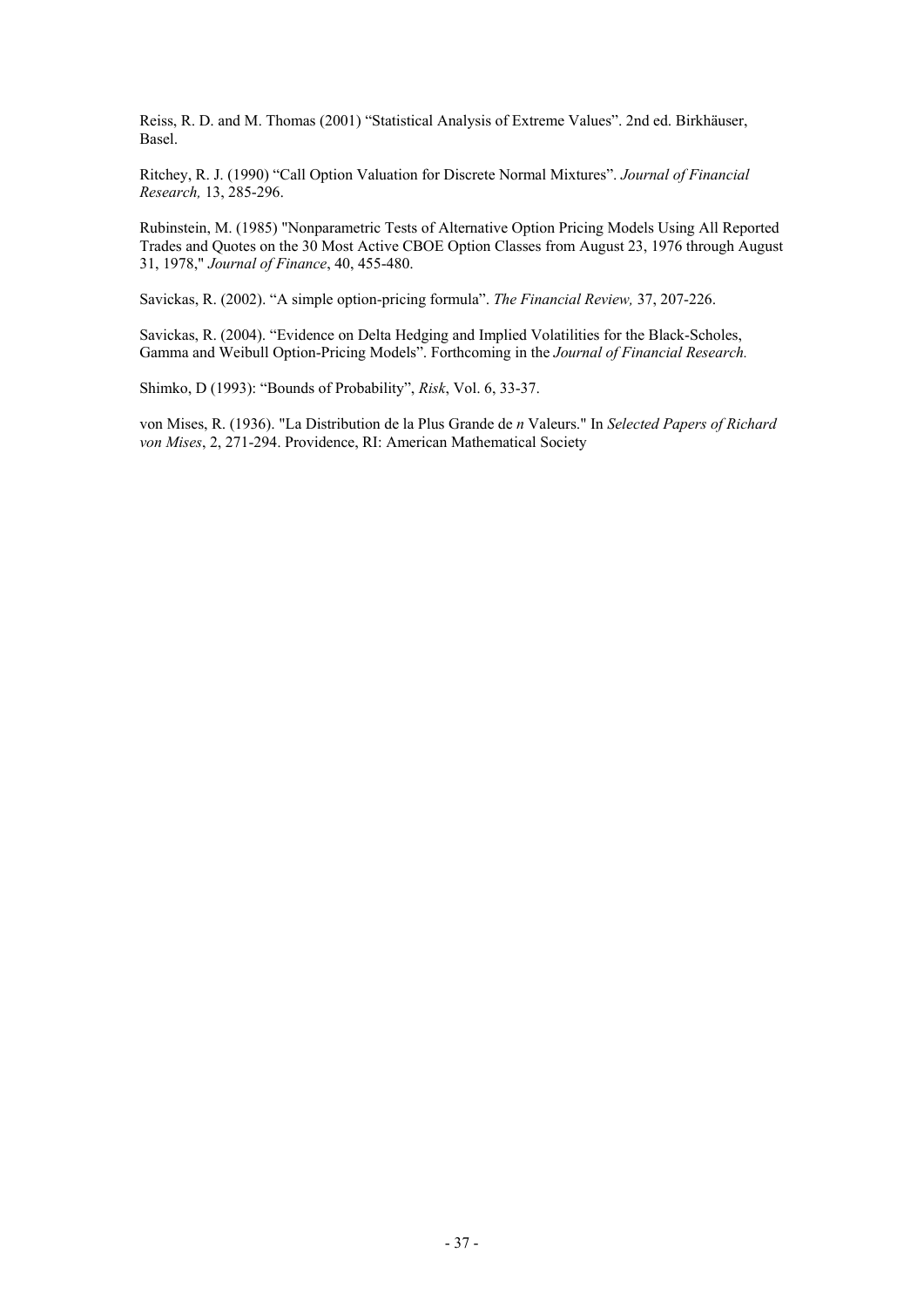Reiss, R. D. and M. Thomas (2001) "Statistical Analysis of Extreme Values". 2nd ed. Birkhäuser, Basel.

Ritchey, R. J. (1990) "Call Option Valuation for Discrete Normal Mixtures". *Journal of Financial Research,* 13, 285-296.

Rubinstein, M. (1985) "Nonparametric Tests of Alternative Option Pricing Models Using All Reported Trades and Quotes on the 30 Most Active CBOE Option Classes from August 23, 1976 through August 31, 1978," *Journal of Finance*, 40, 455-480.

Savickas, R. (2002). "A simple option-pricing formula". *The Financial Review,* 37, 207-226.

Savickas, R. (2004). "Evidence on Delta Hedging and Implied Volatilities for the Black-Scholes, Gamma and Weibull Option-Pricing Models". Forthcoming in the *Journal of Financial Research.*

Shimko, D (1993): "Bounds of Probability", *Risk*, Vol. 6, 33-37.

von Mises, R. (1936). "La Distribution de la Plus Grande de *n* Valeurs." In *Selected Papers of Richard von Mises*, 2, 271-294. Providence, RI: American Mathematical Society